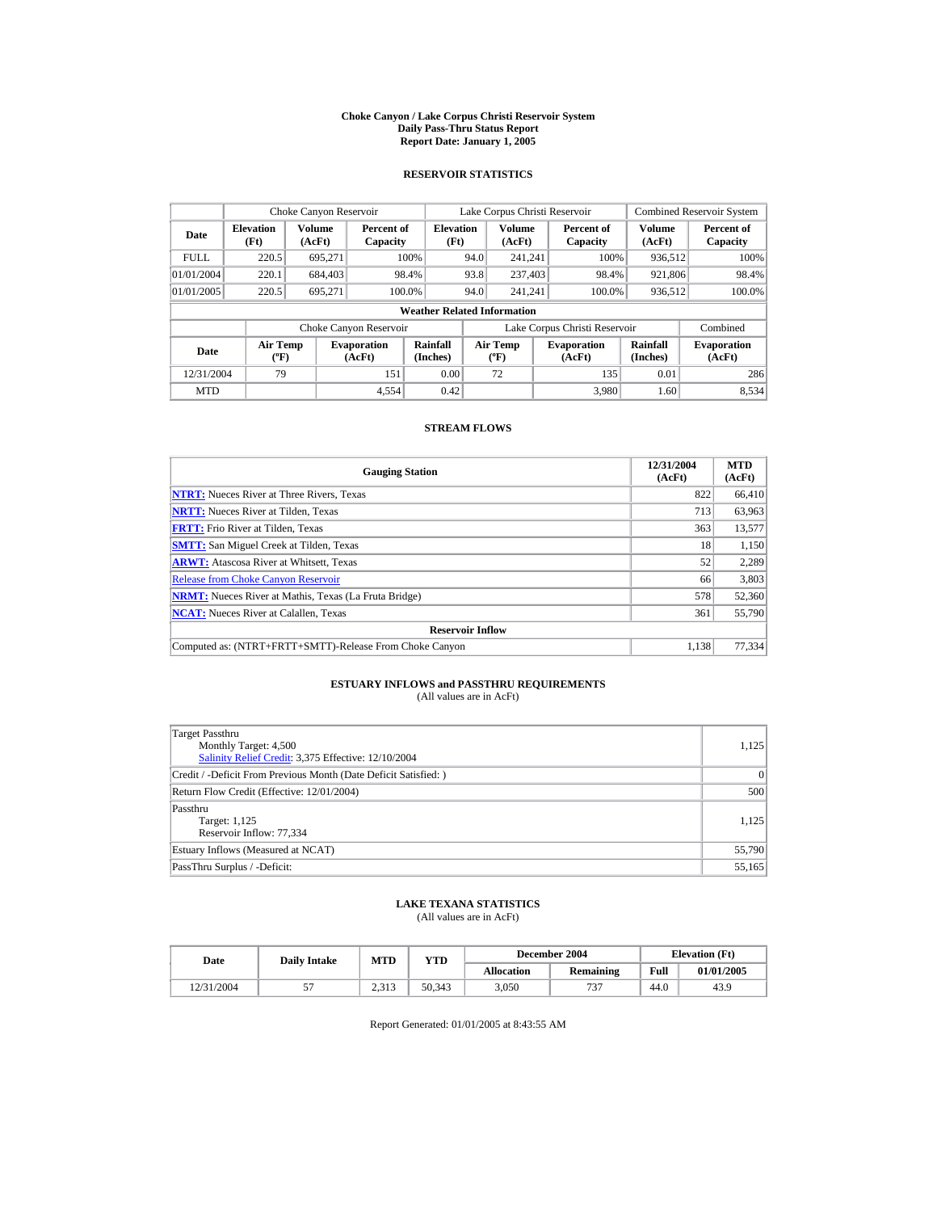# Choke Canyon / Lake Corpus Christi Reservoir System
## Daily Pass-Thru Status Report
## Report Date: January 1, 2005

### RESERVOIR STATISTICS

| Date | Choke Canyon Reservoir | | | Lake Corpus Christi Reservoir | | | Combined Reservoir System | |
|---|---|---|---|---|---|---|---|---|
| | Elevation (Ft) | Volume (AcFt) | Percent of Capacity | Elevation (Ft) | Volume (AcFt) | Percent of Capacity | Volume (AcFt) | Percent of Capacity |
| FULL | 220.5 | 695,271 | 100% | 94.0 | 241,241 | 100% | 936,512 | 100% |
| 01/01/2004 | 220.1 | 684,403 | 98.4% | 93.8 | 237,403 | 98.4% | 921,806 | 98.4% |
| 01/01/2005 | 220.5 | 695,271 | 100.0% | 94.0 | 241,241 | 100.0% | 936,512 | 100.0% |

**Weather Related Information**

| Date | Choke Canyon Reservoir | | | Lake Corpus Christi Reservoir | | | Combined |
|---|---|---|---|---|---|---|---|
| | Air Temp (ºF) | Evaporation (AcFt) | Rainfall (Inches) | Air Temp (ºF) | Evaporation (AcFt) | Rainfall (Inches) | Evaporation (AcFt) |
| 12/31/2004 | 79 | 151 | 0.00 | 72 | 135 | 0.01 | 286 |
| MTD | | 4,554 | 0.42 | | 3,980 | 1.60 | 8,534 |

### STREAM FLOWS

| Gauging Station | 12/31/2004 (AcFt) | MTD (AcFt) |
|---|---|---|
| **NTRT:** Nueces River at Three Rivers, Texas | 822 | 66,410 |
| **NRTT:** Nueces River at Tilden, Texas | 713 | 63,963 |
| **FRTT:** Frio River at Tilden, Texas | 363 | 13,577 |
| **SMTT:** San Miguel Creek at Tilden, Texas | 18 | 1,150 |
| **ARWT:** Atascosa River at Whitsett, Texas | 52 | 2,289 |
| Release from Choke Canyon Reservoir | 66 | 3,803 |
| **NRMT:** Nueces River at Mathis, Texas (La Fruta Bridge) | 578 | 52,360 |
| **NCAT:** Nueces River at Calallen, Texas | 361 | 55,790 |
| **Reservoir Inflow** | | |
| Computed as: (NTRT+FRTT+SMTT)-Release From Choke Canyon | 1,138 | 77,334 |

### ESTUARY INFLOWS and PASSTHRU REQUIREMENTS
(All values are in AcFt)

| | |
|---|---|
| Target Passthru<br>Monthly Target: 4,500<br>Salinity Relief Credit: 3,375 Effective: 12/10/2004 | 1,125 |
| Credit / -Deficit From Previous Month (Date Deficit Satisfied: ) | 0 |
| Return Flow Credit (Effective: 12/01/2004) | 500 |
| Passthru<br>Target: 1,125<br>Reservoir Inflow: 77,334 | 1,125 |
| Estuary Inflows (Measured at NCAT) | 55,790 |
| PassThru Surplus / -Deficit: | 55,165 |

### LAKE TEXANA STATISTICS
(All values are in AcFt)

| Date | Daily Intake | MTD | YTD | December 2004 | | Elevation (Ft) | |
|---|---|---|---|---|---|---|---|
| | | | | Allocation | Remaining | Full | 01/01/2005 |
| 12/31/2004 | 57 | 2,313 | 50,343 | 3,050 | 737 | 44.0 | 43.9 |

Report Generated: 01/01/2005 at 8:43:55 AM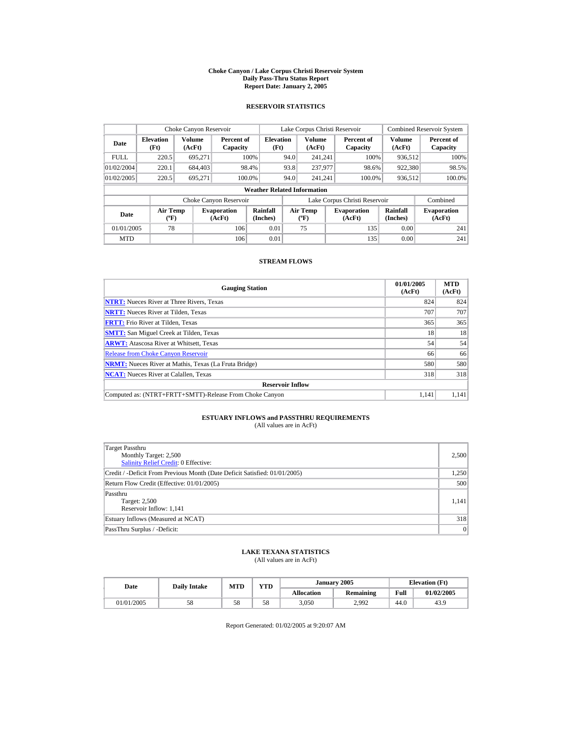# Choke Canyon / Lake Corpus Christi Reservoir System
## Daily Pass-Thru Status Report
### Report Date: January 2, 2005

## RESERVOIR STATISTICS

| Date | Choke Canyon Reservoir | | | Lake Corpus Christi Reservoir | | | Combined Reservoir System | |
|---|---|---|---|---|---|---|---|---|
| | Elevation (Ft) | Volume (AcFt) | Percent of Capacity | Elevation (Ft) | Volume (AcFt) | Percent of Capacity | Volume (AcFt) | Percent of Capacity |
| FULL | 220.5 | 695,271 | 100% | 94.0 | 241,241 | 100% | 936,512 | 100% |
| 01/02/2004 | 220.1 | 684,403 | 98.4% | 93.8 | 237,977 | 98.6% | 922,380 | 98.5% |
| 01/02/2005 | 220.5 | 695,271 | 100.0% | 94.0 | 241,241 | 100.0% | 936,512 | 100.0% |

**Weather Related Information**

| Date | Choke Canyon Reservoir | | | Lake Corpus Christi Reservoir | | | Combined |
|---|---|---|---|---|---|---|---|
| | Air Temp (ºF) | Evaporation (AcFt) | Rainfall (Inches) | Air Temp (ºF) | Evaporation (AcFt) | Rainfall (Inches) | Evaporation (AcFt) |
| 01/01/2005 | 78 | 106 | 0.01 | 75 | 135 | 0.00 | 241 |
| MTD | | 106 | 0.01 | | 135 | 0.00 | 241 |

## STREAM FLOWS

| Gauging Station | 01/01/2005 (AcFt) | MTD (AcFt) |
|---|---|---|
| NTRT: Nueces River at Three Rivers, Texas | 824 | 824 |
| NRTT: Nueces River at Tilden, Texas | 707 | 707 |
| FRTT: Frio River at Tilden, Texas | 365 | 365 |
| SMTT: San Miguel Creek at Tilden, Texas | 18 | 18 |
| ARWT: Atascosa River at Whitsett, Texas | 54 | 54 |
| Release from Choke Canyon Reservoir | 66 | 66 |
| NRMT: Nueces River at Mathis, Texas (La Fruta Bridge) | 580 | 580 |
| NCAT: Nueces River at Calallen, Texas | 318 | 318 |
| **Reservoir Inflow** | | |
| Computed as: (NTRT+FRTT+SMTT)-Release From Choke Canyon | 1,141 | 1,141 |

## ESTUARY INFLOWS and PASSTHRU REQUIREMENTS
(All values are in AcFt)

| | |
|---|---|
| Target Passthru<br>Monthly Target: 2,500<br>Salinity Relief Credit: 0 Effective: | 2,500 |
| Credit / -Deficit From Previous Month (Date Deficit Satisfied: 01/01/2005) | 1,250 |
| Return Flow Credit (Effective: 01/01/2005) | 500 |
| Passthru<br>Target: 2,500<br>Reservoir Inflow: 1,141 | 1,141 |
| Estuary Inflows (Measured at NCAT) | 318 |
| PassThru Surplus / -Deficit: | 0 |

## LAKE TEXANA STATISTICS
(All values are in AcFt)

| Date | Daily Intake | MTD | YTD | January 2005 | | Elevation (Ft) | |
|---|---|---|---|---|---|---|---|
| | | | | Allocation | Remaining | Full | 01/02/2005 |
| 01/01/2005 | 58 | 58 | 58 | 3,050 | 2,992 | 44.0 | 43.9 |

Report Generated: 01/02/2005 at 9:20:07 AM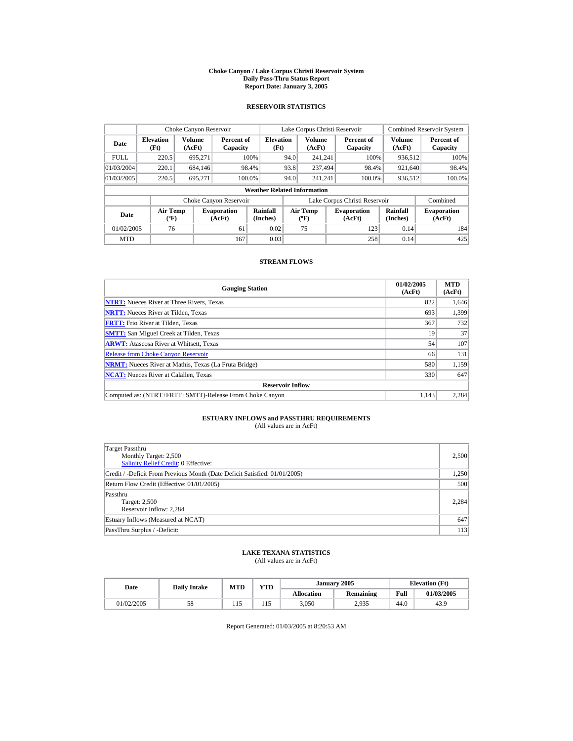# Choke Canyon / Lake Corpus Christi Reservoir System
## Daily Pass-Thru Status Report
## Report Date: January 3, 2005

### RESERVOIR STATISTICS

| Date | Choke Canyon Reservoir | | | Lake Corpus Christi Reservoir | | | Combined Reservoir System | |
|---|---|---|---|---|---|---|---|---|
| | Elevation (Ft) | Volume (AcFt) | Percent of Capacity | Elevation (Ft) | Volume (AcFt) | Percent of Capacity | Volume (AcFt) | Percent of Capacity |
| FULL | 220.5 | 695,271 | 100% | 94.0 | 241,241 | 100% | 936,512 | 100% |
| 01/03/2004 | 220.1 | 684,146 | 98.4% | 93.8 | 237,494 | 98.4% | 921,640 | 98.4% |
| 01/03/2005 | 220.5 | 695,271 | 100.0% | 94.0 | 241,241 | 100.0% | 936,512 | 100.0% |

**Weather Related Information**

| Date | Choke Canyon Reservoir | | | Lake Corpus Christi Reservoir | | | Combined |
|---|---|---|---|---|---|---|---|
| | Air Temp (ºF) | Evaporation (AcFt) | Rainfall (Inches) | Air Temp (ºF) | Evaporation (AcFt) | Rainfall (Inches) | Evaporation (AcFt) |
| 01/02/2005 | 76 | 61 | 0.02 | 75 | 123 | 0.14 | 184 |
| MTD | | 167 | 0.03 | | 258 | 0.14 | 425 |

### STREAM FLOWS

| Gauging Station | 01/02/2005 (AcFt) | MTD (AcFt) |
|---|---|---|
| **NTRT:** Nueces River at Three Rivers, Texas | 822 | 1,646 |
| **NRTT:** Nueces River at Tilden, Texas | 693 | 1,399 |
| **FRTT:** Frio River at Tilden, Texas | 367 | 732 |
| **SMTT:** San Miguel Creek at Tilden, Texas | 19 | 37 |
| **ARWT:** Atascosa River at Whitsett, Texas | 54 | 107 |
| Release from Choke Canyon Reservoir | 66 | 131 |
| **NRMT:** Nueces River at Mathis, Texas (La Fruta Bridge) | 580 | 1,159 |
| **NCAT:** Nueces River at Calallen, Texas | 330 | 647 |
| **Reservoir Inflow** | | |
| Computed as: (NTRT+FRTT+SMTT)-Release From Choke Canyon | 1,143 | 2,284 |

### ESTUARY INFLOWS and PASSTHRU REQUIREMENTS
(All values are in AcFt)

| | |
|---|---|
| Target Passthru<br>Monthly Target: 2,500<br>Salinity Relief Credit: 0 Effective: | 2,500 |
| Credit / -Deficit From Previous Month (Date Deficit Satisfied: 01/01/2005) | 1,250 |
| Return Flow Credit (Effective: 01/01/2005) | 500 |
| Passthru<br>Target: 2,500<br>Reservoir Inflow: 2,284 | 2,284 |
| Estuary Inflows (Measured at NCAT) | 647 |
| PassThru Surplus / -Deficit: | 113 |

### LAKE TEXANA STATISTICS
(All values are in AcFt)

| Date | Daily Intake | MTD | YTD | January 2005 | | Elevation (Ft) | |
|---|---|---|---|---|---|---|---|
| | | | | Allocation | Remaining | Full | 01/03/2005 |
| 01/02/2005 | 58 | 115 | 115 | 3,050 | 2,935 | 44.0 | 43.9 |

Report Generated: 01/03/2005 at 8:20:53 AM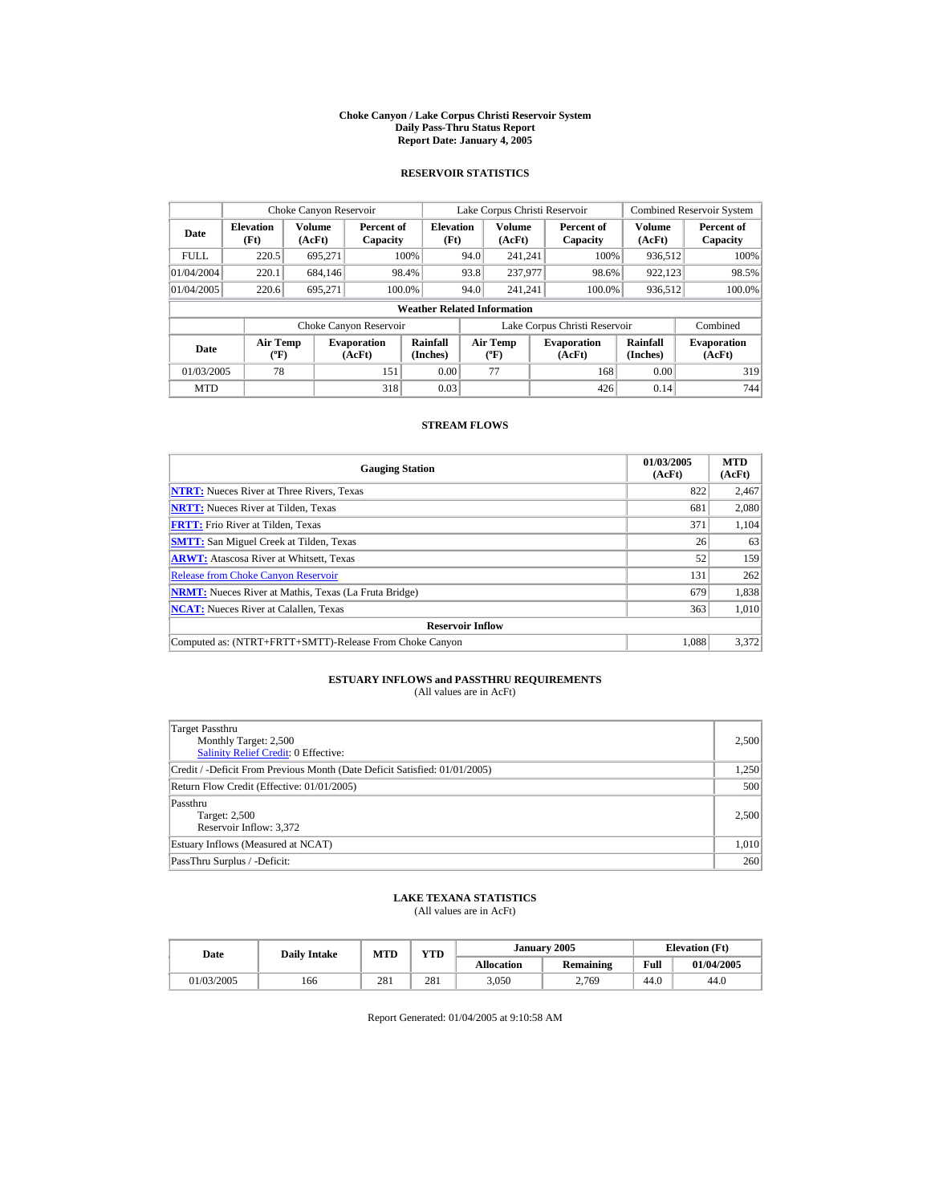# Choke Canyon / Lake Corpus Christi Reservoir System
## Daily Pass-Thru Status Report
## Report Date: January 4, 2005

### RESERVOIR STATISTICS

| Date | Choke Canyon Reservoir | | | Lake Corpus Christi Reservoir | | | Combined Reservoir System | |
|---|---|---|---|---|---|---|---|---|
| | Elevation (Ft) | Volume (AcFt) | Percent of Capacity | Elevation (Ft) | Volume (AcFt) | Percent of Capacity | Volume (AcFt) | Percent of Capacity |
| FULL | 220.5 | 695,271 | 100% | 94.0 | 241,241 | 100% | 936,512 | 100% |
| 01/04/2004 | 220.1 | 684,146 | 98.4% | 93.8 | 237,977 | 98.6% | 922,123 | 98.5% |
| 01/04/2005 | 220.6 | 695,271 | 100.0% | 94.0 | 241,241 | 100.0% | 936,512 | 100.0% |

**Weather Related Information**

| Date | Choke Canyon Reservoir | | | Lake Corpus Christi Reservoir | | | Combined |
|---|---|---|---|---|---|---|---|
| | Air Temp (ºF) | Evaporation (AcFt) | Rainfall (Inches) | Air Temp (ºF) | Evaporation (AcFt) | Rainfall (Inches) | Evaporation (AcFt) |
| 01/03/2005 | 78 | 151 | 0.00 | 77 | 168 | 0.00 | 319 |
| MTD | | 318 | 0.03 | | 426 | 0.14 | 744 |

### STREAM FLOWS

| Gauging Station | 01/03/2005 (AcFt) | MTD (AcFt) |
|---|---|---|
| NTRT: Nueces River at Three Rivers, Texas | 822 | 2,467 |
| NRTT: Nueces River at Tilden, Texas | 681 | 2,080 |
| FRTT: Frio River at Tilden, Texas | 371 | 1,104 |
| SMTT: San Miguel Creek at Tilden, Texas | 26 | 63 |
| ARWT: Atascosa River at Whitsett, Texas | 52 | 159 |
| Release from Choke Canyon Reservoir | 131 | 262 |
| NRMT: Nueces River at Mathis, Texas (La Fruta Bridge) | 679 | 1,838 |
| NCAT: Nueces River at Calallen, Texas | 363 | 1,010 |
| **Reservoir Inflow** | | |
| Computed as: (NTRT+FRTT+SMTT)-Release From Choke Canyon | 1,088 | 3,372 |

### ESTUARY INFLOWS and PASSTHRU REQUIREMENTS
(All values are in AcFt)

| | |
|---|---|
| Target Passthru<br>Monthly Target: 2,500<br>Salinity Relief Credit: 0 Effective: | 2,500 |
| Credit / -Deficit From Previous Month (Date Deficit Satisfied: 01/01/2005) | 1,250 |
| Return Flow Credit (Effective: 01/01/2005) | 500 |
| Passthru<br>Target: 2,500<br>Reservoir Inflow: 3,372 | 2,500 |
| Estuary Inflows (Measured at NCAT) | 1,010 |
| PassThru Surplus / -Deficit: | 260 |

### LAKE TEXANA STATISTICS
(All values are in AcFt)

| Date | Daily Intake | MTD | YTD | January 2005 | | Elevation (Ft) | |
|---|---|---|---|---|---|---|---|
| | | | | Allocation | Remaining | Full | 01/04/2005 |
| 01/03/2005 | 166 | 281 | 281 | 3,050 | 2,769 | 44.0 | 44.0 |

Report Generated: 01/04/2005 at 9:10:58 AM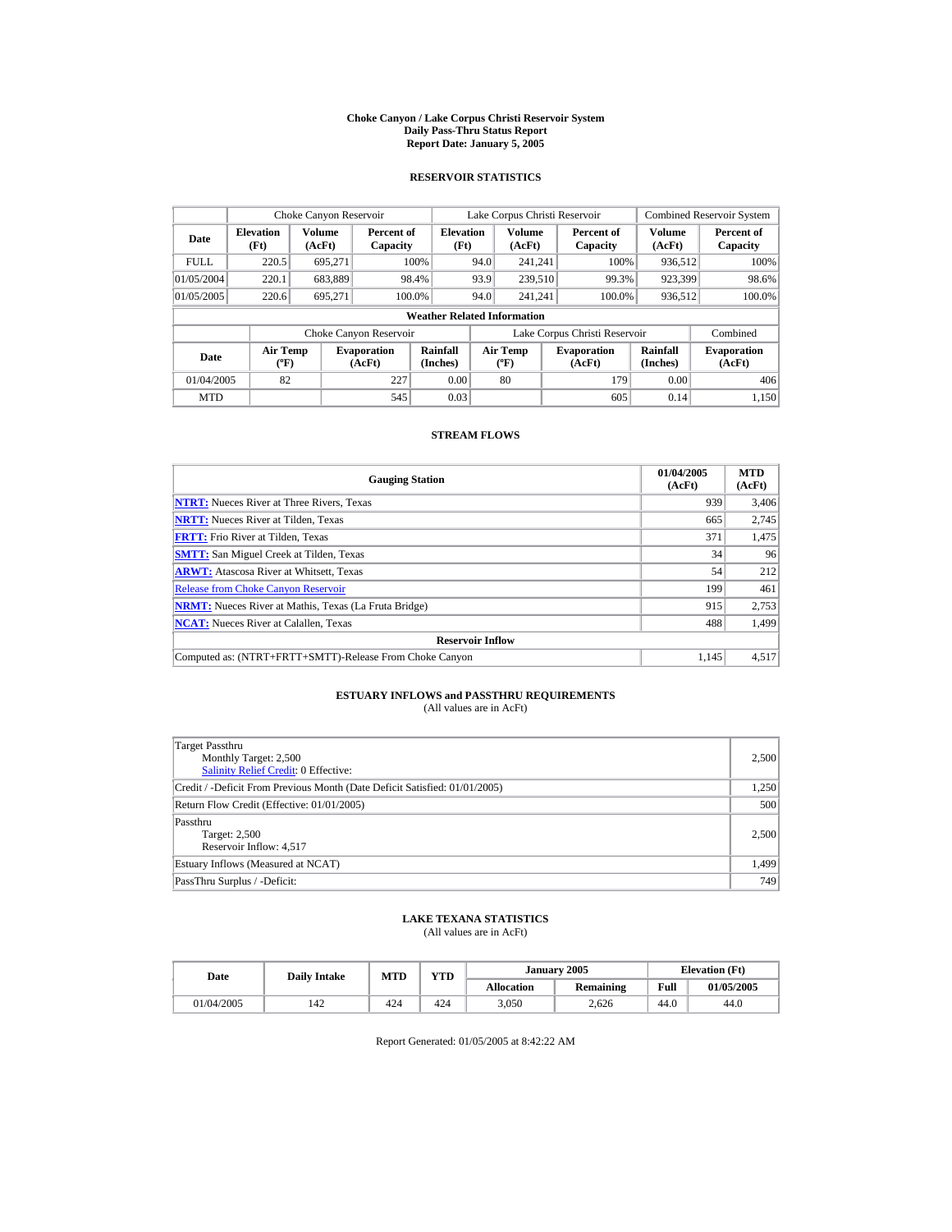# Choke Canyon / Lake Corpus Christi Reservoir System
## Daily Pass-Thru Status Report
### Report Date: January 5, 2005

## RESERVOIR STATISTICS

| | Choke Canyon Reservoir | | | Lake Corpus Christi Reservoir | | | Combined Reservoir System | |
|---|---|---|---|---|---|---|---|---|
| **Date** | **Elevation (Ft)** | **Volume (AcFt)** | **Percent of Capacity** | **Elevation (Ft)** | **Volume (AcFt)** | **Percent of Capacity** | **Volume (AcFt)** | **Percent of Capacity** |
| FULL | 220.5 | 695,271 | 100% | 94.0 | 241,241 | 100% | 936,512 | 100% |
| 01/05/2004 | 220.1 | 683,889 | 98.4% | 93.9 | 239,510 | 99.3% | 923,399 | 98.6% |
| 01/05/2005 | 220.6 | 695,271 | 100.0% | 94.0 | 241,241 | 100.0% | 936,512 | 100.0% |

**Weather Related Information**

| | Choke Canyon Reservoir | | | Lake Corpus Christi Reservoir | | | Combined |
|---|---|---|---|---|---|---|---|
| **Date** | **Air Temp (ºF)** | **Evaporation (AcFt)** | **Rainfall (Inches)** | **Air Temp (ºF)** | **Evaporation (AcFt)** | **Rainfall (Inches)** | **Evaporation (AcFt)** |
| 01/04/2005 | 82 | 227 | 0.00 | 80 | 179 | 0.00 | 406 |
| MTD | | 545 | 0.03 | | 605 | 0.14 | 1,150 |

## STREAM FLOWS

| Gauging Station | 01/04/2005 (AcFt) | MTD (AcFt) |
|---|---|---|
| **NTRT:** Nueces River at Three Rivers, Texas | 939 | 3,406 |
| **NRTT:** Nueces River at Tilden, Texas | 665 | 2,745 |
| **FRTT:** Frio River at Tilden, Texas | 371 | 1,475 |
| **SMTT:** San Miguel Creek at Tilden, Texas | 34 | 96 |
| **ARWT:** Atascosa River at Whitsett, Texas | 54 | 212 |
| Release from Choke Canyon Reservoir | 199 | 461 |
| **NRMT:** Nueces River at Mathis, Texas (La Fruta Bridge) | 915 | 2,753 |
| **NCAT:** Nueces River at Calallen, Texas | 488 | 1,499 |
| **Reservoir Inflow** | | |
| Computed as: (NTRT+FRTT+SMTT)-Release From Choke Canyon | 1,145 | 4,517 |

## ESTUARY INFLOWS and PASSTHRU REQUIREMENTS
(All values are in AcFt)

| | |
|---|---|
| Target Passthru<br>Monthly Target: 2,500<br>Salinity Relief Credit: 0 Effective: | 2,500 |
| Credit / -Deficit From Previous Month (Date Deficit Satisfied: 01/01/2005) | 1,250 |
| Return Flow Credit (Effective: 01/01/2005) | 500 |
| Passthru<br>Target: 2,500<br>Reservoir Inflow: 4,517 | 2,500 |
| Estuary Inflows (Measured at NCAT) | 1,499 |
| PassThru Surplus / -Deficit: | 749 |

## LAKE TEXANA STATISTICS
(All values are in AcFt)

| Date | Daily Intake | MTD | YTD | January 2005 | | Elevation (Ft) | |
|---|---|---|---|---|---|---|---|
| | | | | **Allocation** | **Remaining** | **Full** | **01/05/2005** |
| 01/04/2005 | 142 | 424 | 424 | 3,050 | 2,626 | 44.0 | 44.0 |

Report Generated: 01/05/2005 at 8:42:22 AM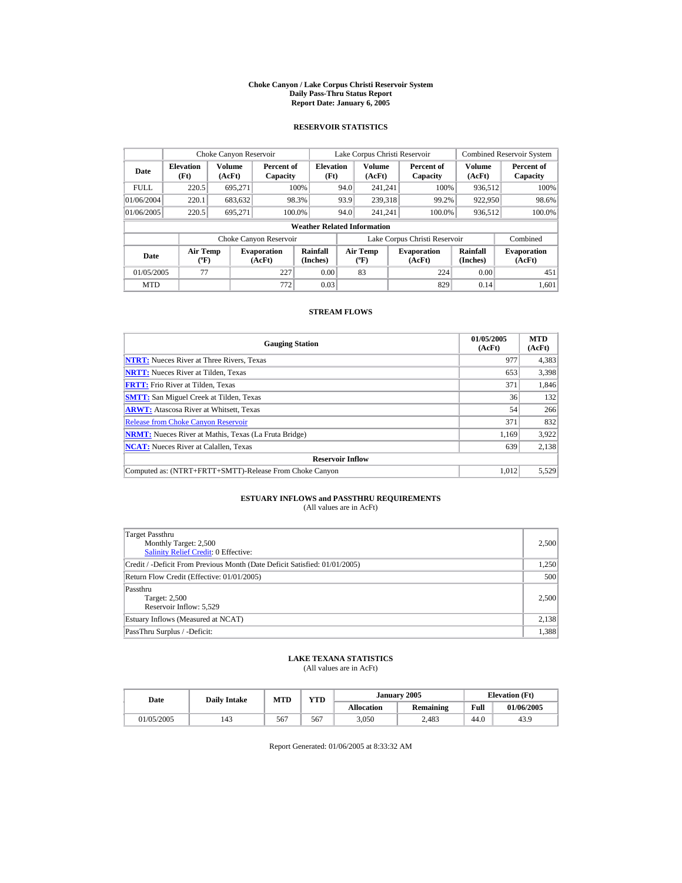# Choke Canyon / Lake Corpus Christi Reservoir System
## Daily Pass-Thru Status Report
## Report Date: January 6, 2005

### RESERVOIR STATISTICS

| Date | Choke Canyon Reservoir | | | Lake Corpus Christi Reservoir | | | Combined Reservoir System | |
|---|---|---|---|---|---|---|---|---|
| | Elevation (Ft) | Volume (AcFt) | Percent of Capacity | Elevation (Ft) | Volume (AcFt) | Percent of Capacity | Volume (AcFt) | Percent of Capacity |
| FULL | 220.5 | 695,271 | 100% | 94.0 | 241,241 | 100% | 936,512 | 100% |
| 01/06/2004 | 220.1 | 683,632 | 98.3% | 93.9 | 239,318 | 99.2% | 922,950 | 98.6% |
| 01/06/2005 | 220.5 | 695,271 | 100.0% | 94.0 | 241,241 | 100.0% | 936,512 | 100.0% |

**Weather Related Information**

| Date | Choke Canyon Reservoir | | | Lake Corpus Christi Reservoir | | | Combined |
|---|---|---|---|---|---|---|---|
| | Air Temp (ºF) | Evaporation (AcFt) | Rainfall (Inches) | Air Temp (ºF) | Evaporation (AcFt) | Rainfall (Inches) | Evaporation (AcFt) |
| 01/05/2005 | 77 | 227 | 0.00 | 83 | 224 | 0.00 | 451 |
| MTD | | 772 | 0.03 | | 829 | 0.14 | 1,601 |

### STREAM FLOWS

| Gauging Station | 01/05/2005 (AcFt) | MTD (AcFt) |
|---|---|---|
| NTRT: Nueces River at Three Rivers, Texas | 977 | 4,383 |
| NRTT: Nueces River at Tilden, Texas | 653 | 3,398 |
| FRTT: Frio River at Tilden, Texas | 371 | 1,846 |
| SMTT: San Miguel Creek at Tilden, Texas | 36 | 132 |
| ARWT: Atascosa River at Whitsett, Texas | 54 | 266 |
| Release from Choke Canyon Reservoir | 371 | 832 |
| NRMT: Nueces River at Mathis, Texas (La Fruta Bridge) | 1,169 | 3,922 |
| NCAT: Nueces River at Calallen, Texas | 639 | 2,138 |
| **Reservoir Inflow** | | |
| Computed as: (NTRT+FRTT+SMTT)-Release From Choke Canyon | 1,012 | 5,529 |

### ESTUARY INFLOWS and PASSTHRU REQUIREMENTS
(All values are in AcFt)

| | |
|---|---|
| Target Passthru<br>Monthly Target: 2,500<br>Salinity Relief Credit: 0 Effective: | 2,500 |
| Credit / -Deficit From Previous Month (Date Deficit Satisfied: 01/01/2005) | 1,250 |
| Return Flow Credit (Effective: 01/01/2005) | 500 |
| Passthru<br>Target: 2,500<br>Reservoir Inflow: 5,529 | 2,500 |
| Estuary Inflows (Measured at NCAT) | 2,138 |
| PassThru Surplus / -Deficit: | 1,388 |

### LAKE TEXANA STATISTICS
(All values are in AcFt)

| Date | Daily Intake | MTD | YTD | January 2005 | | Elevation (Ft) | |
|---|---|---|---|---|---|---|---|
| | | | | Allocation | Remaining | Full | 01/06/2005 |
| 01/05/2005 | 143 | 567 | 567 | 3,050 | 2,483 | 44.0 | 43.9 |

Report Generated: 01/06/2005 at 8:33:32 AM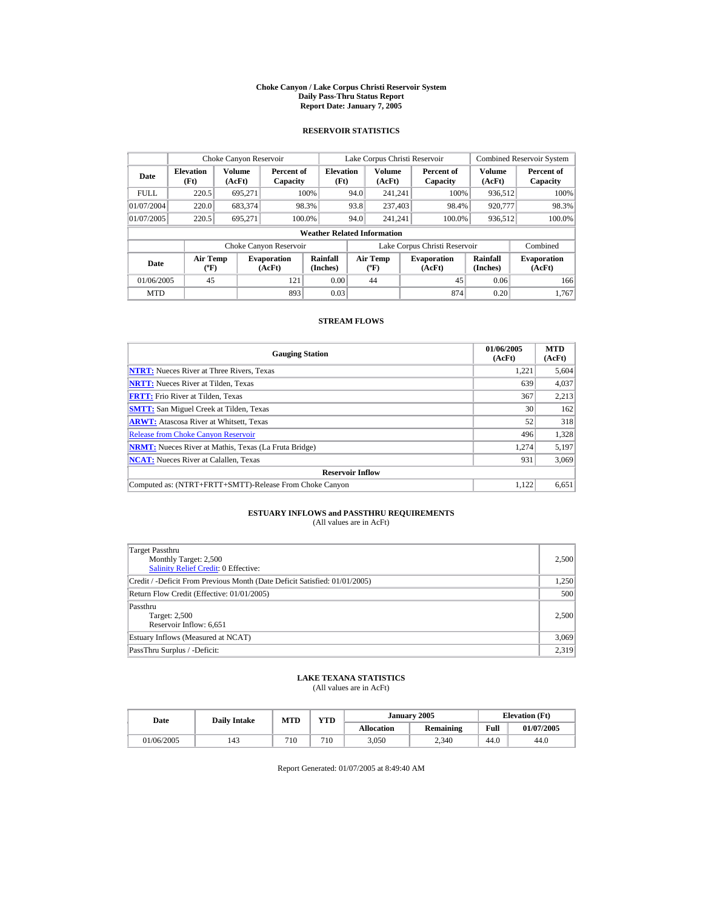# Choke Canyon / Lake Corpus Christi Reservoir System
## Daily Pass-Thru Status Report
## Report Date: January 7, 2005

### RESERVOIR STATISTICS

| | Choke Canyon Reservoir | | | Lake Corpus Christi Reservoir | | | Combined Reservoir System | |
|---|---|---|---|---|---|---|---|---|
| **Date** | **Elevation (Ft)** | **Volume (AcFt)** | **Percent of Capacity** | **Elevation (Ft)** | **Volume (AcFt)** | **Percent of Capacity** | **Volume (AcFt)** | **Percent of Capacity** |
| FULL | 220.5 | 695,271 | 100% | 94.0 | 241,241 | 100% | 936,512 | 100% |
| 01/07/2004 | 220.0 | 683,374 | 98.3% | 93.8 | 237,403 | 98.4% | 920,777 | 98.3% |
| 01/07/2005 | 220.5 | 695,271 | 100.0% | 94.0 | 241,241 | 100.0% | 936,512 | 100.0% |

**Weather Related Information**

| | Choke Canyon Reservoir | | | Lake Corpus Christi Reservoir | | | Combined |
|---|---|---|---|---|---|---|---|
| **Date** | **Air Temp (ºF)** | **Evaporation (AcFt)** | **Rainfall (Inches)** | **Air Temp (ºF)** | **Evaporation (AcFt)** | **Rainfall (Inches)** | **Evaporation (AcFt)** |
| 01/06/2005 | 45 | 121 | 0.00 | 44 | 45 | 0.06 | 166 |
| MTD | | 893 | 0.03 | | 874 | 0.20 | 1,767 |

### STREAM FLOWS

| Gauging Station | 01/06/2005 (AcFt) | MTD (AcFt) |
|---|---|---|
| **NTRT:** Nueces River at Three Rivers, Texas | 1,221 | 5,604 |
| **NRTT:** Nueces River at Tilden, Texas | 639 | 4,037 |
| **FRTT:** Frio River at Tilden, Texas | 367 | 2,213 |
| **SMTT:** San Miguel Creek at Tilden, Texas | 30 | 162 |
| **ARWT:** Atascosa River at Whitsett, Texas | 52 | 318 |
| Release from Choke Canyon Reservoir | 496 | 1,328 |
| **NRMT:** Nueces River at Mathis, Texas (La Fruta Bridge) | 1,274 | 5,197 |
| **NCAT:** Nueces River at Calallen, Texas | 931 | 3,069 |
| **Reservoir Inflow** | | |
| Computed as: (NTRT+FRTT+SMTT)-Release From Choke Canyon | 1,122 | 6,651 |

### ESTUARY INFLOWS and PASSTHRU REQUIREMENTS
(All values are in AcFt)

| | |
|---|---|
| Target Passthru<br>Monthly Target: 2,500<br>Salinity Relief Credit: 0 Effective: | 2,500 |
| Credit / -Deficit From Previous Month (Date Deficit Satisfied: 01/01/2005) | 1,250 |
| Return Flow Credit (Effective: 01/01/2005) | 500 |
| Passthru<br>Target: 2,500<br>Reservoir Inflow: 6,651 | 2,500 |
| Estuary Inflows (Measured at NCAT) | 3,069 |
| PassThru Surplus / -Deficit: | 2,319 |

### LAKE TEXANA STATISTICS
(All values are in AcFt)

| Date | Daily Intake | MTD | YTD | January 2005 | | Elevation (Ft) | |
|---|---|---|---|---|---|---|---|
| | | | | **Allocation** | **Remaining** | **Full** | **01/07/2005** |
| 01/06/2005 | 143 | 710 | 710 | 3,050 | 2,340 | 44.0 | 44.0 |

Report Generated: 01/07/2005 at 8:49:40 AM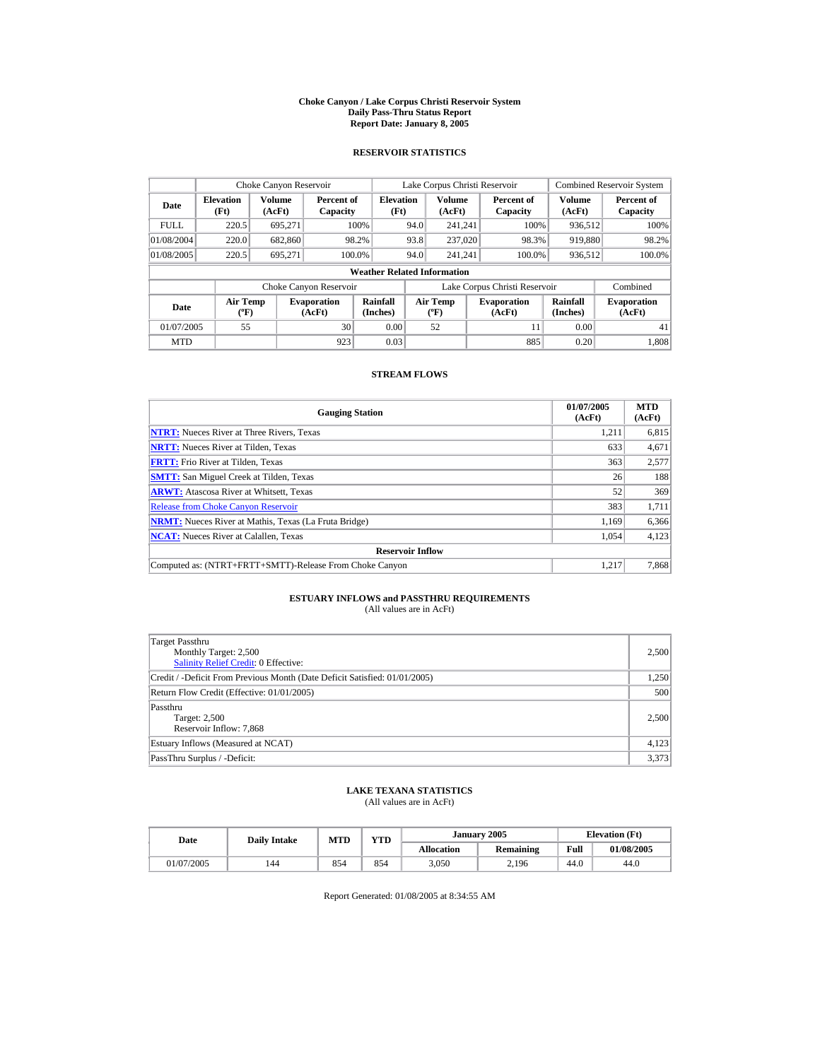# Choke Canyon / Lake Corpus Christi Reservoir System
## Daily Pass-Thru Status Report
### Report Date: January 8, 2005

## RESERVOIR STATISTICS

| Date | Choke Canyon Reservoir | | | Lake Corpus Christi Reservoir | | | Combined Reservoir System | |
|---|---|---|---|---|---|---|---|---|
| | Elevation (Ft) | Volume (AcFt) | Percent of Capacity | Elevation (Ft) | Volume (AcFt) | Percent of Capacity | Volume (AcFt) | Percent of Capacity |
| FULL | 220.5 | 695,271 | 100% | 94.0 | 241,241 | 100% | 936,512 | 100% |
| 01/08/2004 | 220.0 | 682,860 | 98.2% | 93.8 | 237,020 | 98.3% | 919,880 | 98.2% |
| 01/08/2005 | 220.5 | 695,271 | 100.0% | 94.0 | 241,241 | 100.0% | 936,512 | 100.0% |

### Weather Related Information

| Date | Choke Canyon Reservoir | | | Lake Corpus Christi Reservoir | | | Combined |
|---|---|---|---|---|---|---|---|
| | Air Temp (ºF) | Evaporation (AcFt) | Rainfall (Inches) | Air Temp (ºF) | Evaporation (AcFt) | Rainfall (Inches) | Evaporation (AcFt) |
| 01/07/2005 | 55 | 30 | 0.00 | 52 | 11 | 0.00 | 41 |
| MTD | | 923 | 0.03 | | 885 | 0.20 | 1,808 |

## STREAM FLOWS

| Gauging Station | 01/07/2005 (AcFt) | MTD (AcFt) |
|---|---|---|
| **NTRT:** Nueces River at Three Rivers, Texas | 1,211 | 6,815 |
| **NRTT:** Nueces River at Tilden, Texas | 633 | 4,671 |
| **FRTT:** Frio River at Tilden, Texas | 363 | 2,577 |
| **SMTT:** San Miguel Creek at Tilden, Texas | 26 | 188 |
| **ARWT:** Atascosa River at Whitsett, Texas | 52 | 369 |
| Release from Choke Canyon Reservoir | 383 | 1,711 |
| **NRMT:** Nueces River at Mathis, Texas (La Fruta Bridge) | 1,169 | 6,366 |
| **NCAT:** Nueces River at Calallen, Texas | 1,054 | 4,123 |
| **Reservoir Inflow** | | |
| Computed as: (NTRT+FRTT+SMTT)-Release From Choke Canyon | 1,217 | 7,868 |

## ESTUARY INFLOWS and PASSTHRU REQUIREMENTS
(All values are in AcFt)

| | |
|---|---|
| Target Passthru<br>Monthly Target: 2,500<br>Salinity Relief Credit: 0 Effective: | 2,500 |
| Credit / -Deficit From Previous Month (Date Deficit Satisfied: 01/01/2005) | 1,250 |
| Return Flow Credit (Effective: 01/01/2005) | 500 |
| Passthru<br>Target: 2,500<br>Reservoir Inflow: 7,868 | 2,500 |
| Estuary Inflows (Measured at NCAT) | 4,123 |
| PassThru Surplus / -Deficit: | 3,373 |

## LAKE TEXANA STATISTICS
(All values are in AcFt)

| Date | Daily Intake | MTD | YTD | January 2005 | | Elevation (Ft) | |
|---|---|---|---|---|---|---|---|
| | | | | Allocation | Remaining | Full | 01/08/2005 |
| 01/07/2005 | 144 | 854 | 854 | 3,050 | 2,196 | 44.0 | 44.0 |

Report Generated: 01/08/2005 at 8:34:55 AM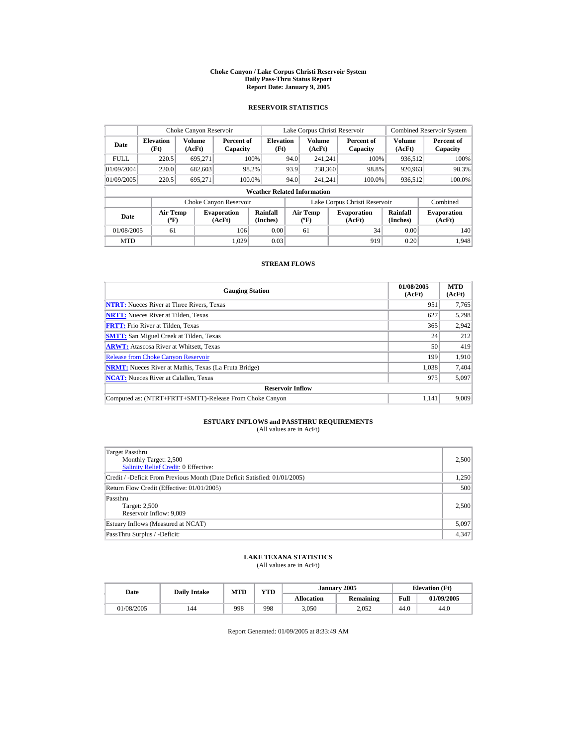# Choke Canyon / Lake Corpus Christi Reservoir System
## Daily Pass-Thru Status Report
### Report Date: January 9, 2005

## RESERVOIR STATISTICS

| | Choke Canyon Reservoir | | | Lake Corpus Christi Reservoir | | | Combined Reservoir System | |
|---|---|---|---|---|---|---|---|---|
| Date | Elevation (Ft) | Volume (AcFt) | Percent of Capacity | Elevation (Ft) | Volume (AcFt) | Percent of Capacity | Volume (AcFt) | Percent of Capacity |
| FULL | 220.5 | 695,271 | 100% | 94.0 | 241,241 | 100% | 936,512 | 100% |
| 01/09/2004 | 220.0 | 682,603 | 98.2% | 93.9 | 238,360 | 98.8% | 920,963 | 98.3% |
| 01/09/2005 | 220.5 | 695,271 | 100.0% | 94.0 | 241,241 | 100.0% | 936,512 | 100.0% |

**Weather Related Information**

| | Choke Canyon Reservoir | | | Lake Corpus Christi Reservoir | | | Combined |
|---|---|---|---|---|---|---|---|
| Date | Air Temp (ºF) | Evaporation (AcFt) | Rainfall (Inches) | Air Temp (ºF) | Evaporation (AcFt) | Rainfall (Inches) | Evaporation (AcFt) |
| 01/08/2005 | 61 | 106 | 0.00 | 61 | 34 | 0.00 | 140 |
| MTD | | 1,029 | 0.03 | | 919 | 0.20 | 1,948 |

## STREAM FLOWS

| Gauging Station | 01/08/2005 (AcFt) | MTD (AcFt) |
|---|---|---|
| NTRT: Nueces River at Three Rivers, Texas | 951 | 7,765 |
| NRTT: Nueces River at Tilden, Texas | 627 | 5,298 |
| FRTT: Frio River at Tilden, Texas | 365 | 2,942 |
| SMTT: San Miguel Creek at Tilden, Texas | 24 | 212 |
| ARWT: Atascosa River at Whitsett, Texas | 50 | 419 |
| Release from Choke Canyon Reservoir | 199 | 1,910 |
| NRMT: Nueces River at Mathis, Texas (La Fruta Bridge) | 1,038 | 7,404 |
| NCAT: Nueces River at Calallen, Texas | 975 | 5,097 |
| **Reservoir Inflow** | | |
| Computed as: (NTRT+FRTT+SMTT)-Release From Choke Canyon | 1,141 | 9,009 |

## ESTUARY INFLOWS and PASSTHRU REQUIREMENTS
(All values are in AcFt)

| | |
|---|---|
| Target Passthru<br>Monthly Target: 2,500<br>Salinity Relief Credit: 0 Effective: | 2,500 |
| Credit / -Deficit From Previous Month (Date Deficit Satisfied: 01/01/2005) | 1,250 |
| Return Flow Credit (Effective: 01/01/2005) | 500 |
| Passthru<br>Target: 2,500<br>Reservoir Inflow: 9,009 | 2,500 |
| Estuary Inflows (Measured at NCAT) | 5,097 |
| PassThru Surplus / -Deficit: | 4,347 |

## LAKE TEXANA STATISTICS
(All values are in AcFt)

| Date | Daily Intake | MTD | YTD | January 2005 | | Elevation (Ft) | |
|---|---|---|---|---|---|---|---|
| | | | | Allocation | Remaining | Full | 01/09/2005 |
| 01/08/2005 | 144 | 998 | 998 | 3,050 | 2,052 | 44.0 | 44.0 |

Report Generated: 01/09/2005 at 8:33:49 AM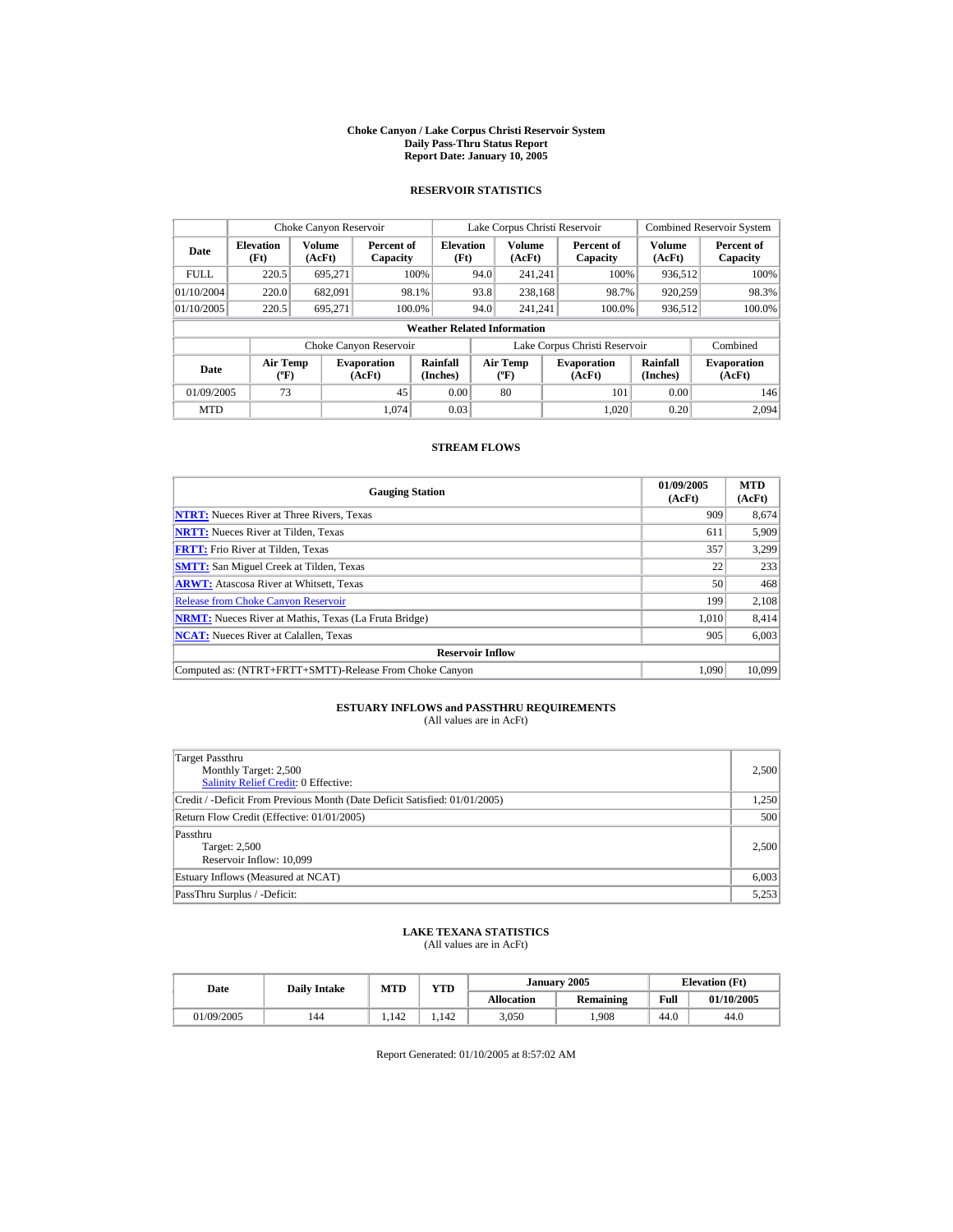# Choke Canyon / Lake Corpus Christi Reservoir System
## Daily Pass-Thru Status Report
### Report Date: January 10, 2005

## RESERVOIR STATISTICS

| | Choke Canyon Reservoir | | | Lake Corpus Christi Reservoir | | | Combined Reservoir System | |
|---|---|---|---|---|---|---|---|---|
| Date | Elevation (Ft) | Volume (AcFt) | Percent of Capacity | Elevation (Ft) | Volume (AcFt) | Percent of Capacity | Volume (AcFt) | Percent of Capacity |
| FULL | 220.5 | 695,271 | 100% | 94.0 | 241,241 | 100% | 936,512 | 100% |
| 01/10/2004 | 220.0 | 682,091 | 98.1% | 93.8 | 238,168 | 98.7% | 920,259 | 98.3% |
| 01/10/2005 | 220.5 | 695,271 | 100.0% | 94.0 | 241,241 | 100.0% | 936,512 | 100.0% |

### Weather Related Information

| | Choke Canyon Reservoir | | | Lake Corpus Christi Reservoir | | | Combined |
|---|---|---|---|---|---|---|---|
| Date | Air Temp (°F) | Evaporation (AcFt) | Rainfall (Inches) | Air Temp (°F) | Evaporation (AcFt) | Rainfall (Inches) | Evaporation (AcFt) |
| 01/09/2005 | 73 | 45 | 0.00 | 80 | 101 | 0.00 | 146 |
| MTD | | 1,074 | 0.03 | | 1,020 | 0.20 | 2,094 |

## STREAM FLOWS

| Gauging Station | 01/09/2005 (AcFt) | MTD (AcFt) |
|---|---|---|
| NTRT: Nueces River at Three Rivers, Texas | 909 | 8,674 |
| NRTT: Nueces River at Tilden, Texas | 611 | 5,909 |
| FRTT: Frio River at Tilden, Texas | 357 | 3,299 |
| SMTT: San Miguel Creek at Tilden, Texas | 22 | 233 |
| ARWT: Atascosa River at Whitsett, Texas | 50 | 468 |
| Release from Choke Canyon Reservoir | 199 | 2,108 |
| NRMT: Nueces River at Mathis, Texas (La Fruta Bridge) | 1,010 | 8,414 |
| NCAT: Nueces River at Calallen, Texas | 905 | 6,003 |
| **Reservoir Inflow** | | |
| Computed as: (NTRT+FRTT+SMTT)-Release From Choke Canyon | 1,090 | 10,099 |

## ESTUARY INFLOWS and PASSTHRU REQUIREMENTS
(All values are in AcFt)

| | |
|---|---|
| Target Passthru<br>Monthly Target: 2,500<br>Salinity Relief Credit: 0 Effective: | 2,500 |
| Credit / -Deficit From Previous Month (Date Deficit Satisfied: 01/01/2005) | 1,250 |
| Return Flow Credit (Effective: 01/01/2005) | 500 |
| Passthru<br>Target: 2,500<br>Reservoir Inflow: 10,099 | 2,500 |
| Estuary Inflows (Measured at NCAT) | 6,003 |
| PassThru Surplus / -Deficit: | 5,253 |

## LAKE TEXANA STATISTICS
(All values are in AcFt)

| Date | Daily Intake | MTD | YTD | January 2005 | | Elevation (Ft) | |
|---|---|---|---|---|---|---|---|
| | | | | Allocation | Remaining | Full | 01/10/2005 |
| 01/09/2005 | 144 | 1,142 | 1,142 | 3,050 | 1,908 | 44.0 | 44.0 |

Report Generated: 01/10/2005 at 8:57:02 AM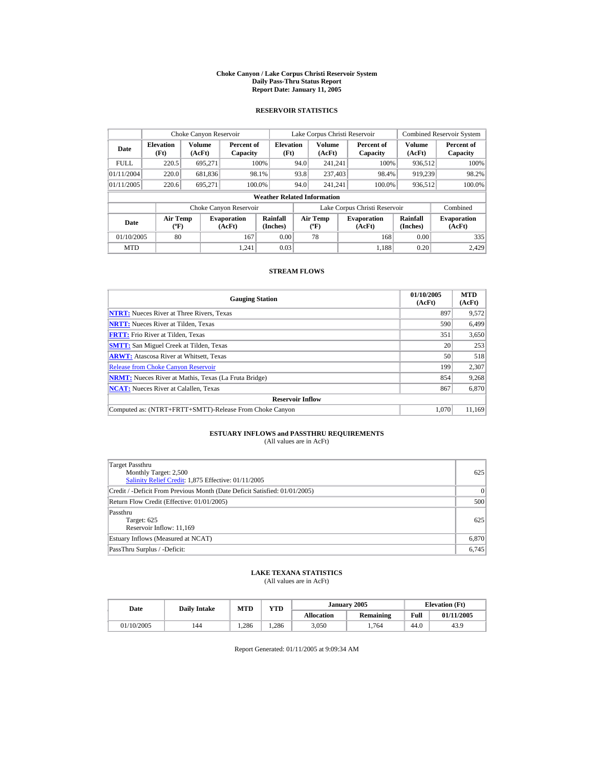# Choke Canyon / Lake Corpus Christi Reservoir System
## Daily Pass-Thru Status Report
## Report Date: January 11, 2005

### RESERVOIR STATISTICS

| Date | Choke Canyon Reservoir | | | Lake Corpus Christi Reservoir | | | Combined Reservoir System | |
|---|---|---|---|---|---|---|---|---|
| | Elevation (Ft) | Volume (AcFt) | Percent of Capacity | Elevation (Ft) | Volume (AcFt) | Percent of Capacity | Volume (AcFt) | Percent of Capacity |
| FULL | 220.5 | 695,271 | 100% | 94.0 | 241,241 | 100% | 936,512 | 100% |
| 01/11/2004 | 220.0 | 681,836 | 98.1% | 93.8 | 237,403 | 98.4% | 919,239 | 98.2% |
| 01/11/2005 | 220.6 | 695,271 | 100.0% | 94.0 | 241,241 | 100.0% | 936,512 | 100.0% |

**Weather Related Information**

| Date | Choke Canyon Reservoir | | | Lake Corpus Christi Reservoir | | | Combined |
|---|---|---|---|---|---|---|---|
| | Air Temp (ºF) | Evaporation (AcFt) | Rainfall (Inches) | Air Temp (ºF) | Evaporation (AcFt) | Rainfall (Inches) | Evaporation (AcFt) |
| 01/10/2005 | 80 | 167 | 0.00 | 78 | 168 | 0.00 | 335 |
| MTD | | 1,241 | 0.03 | | 1,188 | 0.20 | 2,429 |

### STREAM FLOWS

| Gauging Station | 01/10/2005 (AcFt) | MTD (AcFt) |
|---|---|---|
| **NTRT:** Nueces River at Three Rivers, Texas | 897 | 9,572 |
| **NRTT:** Nueces River at Tilden, Texas | 590 | 6,499 |
| **FRTT:** Frio River at Tilden, Texas | 351 | 3,650 |
| **SMTT:** San Miguel Creek at Tilden, Texas | 20 | 253 |
| **ARWT:** Atascosa River at Whitsett, Texas | 50 | 518 |
| Release from Choke Canyon Reservoir | 199 | 2,307 |
| **NRMT:** Nueces River at Mathis, Texas (La Fruta Bridge) | 854 | 9,268 |
| **NCAT:** Nueces River at Calallen, Texas | 867 | 6,870 |
| **Reservoir Inflow** | | |
| Computed as: (NTRT+FRTT+SMTT)-Release From Choke Canyon | 1,070 | 11,169 |

### ESTUARY INFLOWS and PASSTHRU REQUIREMENTS
(All values are in AcFt)

| Item | Value |
|---|---|
| Target Passthru<br>Monthly Target: 2,500<br>Salinity Relief Credit: 1,875 Effective: 01/11/2005 | 625 |
| Credit / -Deficit From Previous Month (Date Deficit Satisfied: 01/01/2005) | 0 |
| Return Flow Credit (Effective: 01/01/2005) | 500 |
| Passthru<br>Target: 625<br>Reservoir Inflow: 11,169 | 625 |
| Estuary Inflows (Measured at NCAT) | 6,870 |
| PassThru Surplus / -Deficit: | 6,745 |

### LAKE TEXANA STATISTICS
(All values are in AcFt)

| Date | Daily Intake | MTD | YTD | January 2005 | | Elevation (Ft) | |
|---|---|---|---|---|---|---|---|
| | | | | Allocation | Remaining | Full | 01/11/2005 |
| 01/10/2005 | 144 | 1,286 | 1,286 | 3,050 | 1,764 | 44.0 | 43.9 |

Report Generated: 01/11/2005 at 9:09:34 AM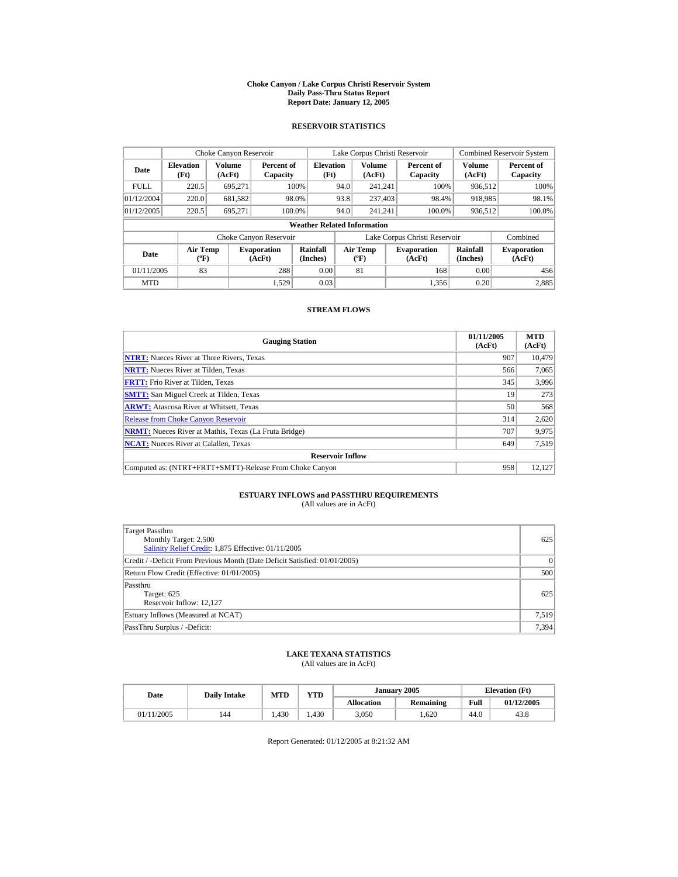# Choke Canyon / Lake Corpus Christi Reservoir System
## Daily Pass-Thru Status Report
## Report Date: January 12, 2005

### RESERVOIR STATISTICS

| Date | Choke Canyon Reservoir | | | Lake Corpus Christi Reservoir | | | Combined Reservoir System | |
|---|---|---|---|---|---|---|---|---|
| | Elevation (Ft) | Volume (AcFt) | Percent of Capacity | Elevation (Ft) | Volume (AcFt) | Percent of Capacity | Volume (AcFt) | Percent of Capacity |
| FULL | 220.5 | 695,271 | 100% | 94.0 | 241,241 | 100% | 936,512 | 100% |
| 01/12/2004 | 220.0 | 681,582 | 98.0% | 93.8 | 237,403 | 98.4% | 918,985 | 98.1% |
| 01/12/2005 | 220.5 | 695,271 | 100.0% | 94.0 | 241,241 | 100.0% | 936,512 | 100.0% |

**Weather Related Information**

| Date | Choke Canyon Reservoir | | | Lake Corpus Christi Reservoir | | | Combined |
|---|---|---|---|---|---|---|---|
| | Air Temp (ºF) | Evaporation (AcFt) | Rainfall (Inches) | Air Temp (ºF) | Evaporation (AcFt) | Rainfall (Inches) | Evaporation (AcFt) |
| 01/11/2005 | 83 | 288 | 0.00 | 81 | 168 | 0.00 | 456 |
| MTD | | 1,529 | 0.03 | | 1,356 | 0.20 | 2,885 |

### STREAM FLOWS

| Gauging Station | 01/11/2005 (AcFt) | MTD (AcFt) |
|---|---|---|
| **NTRT:** Nueces River at Three Rivers, Texas | 907 | 10,479 |
| **NRTT:** Nueces River at Tilden, Texas | 566 | 7,065 |
| **FRTT:** Frio River at Tilden, Texas | 345 | 3,996 |
| **SMTT:** San Miguel Creek at Tilden, Texas | 19 | 273 |
| **ARWT:** Atascosa River at Whitsett, Texas | 50 | 568 |
| Release from Choke Canyon Reservoir | 314 | 2,620 |
| **NRMT:** Nueces River at Mathis, Texas (La Fruta Bridge) | 707 | 9,975 |
| **NCAT:** Nueces River at Calallen, Texas | 649 | 7,519 |
| **Reservoir Inflow** | | |
| Computed as: (NTRT+FRTT+SMTT)-Release From Choke Canyon | 958 | 12,127 |

### ESTUARY INFLOWS and PASSTHRU REQUIREMENTS
(All values are in AcFt)

| | |
|---|---|
| Target Passthru<br>Monthly Target: 2,500<br>Salinity Relief Credit: 1,875 Effective: 01/11/2005 | 625 |
| Credit / -Deficit From Previous Month (Date Deficit Satisfied: 01/01/2005) | 0 |
| Return Flow Credit (Effective: 01/01/2005) | 500 |
| Passthru<br>Target: 625<br>Reservoir Inflow: 12,127 | 625 |
| Estuary Inflows (Measured at NCAT) | 7,519 |
| PassThru Surplus / -Deficit: | 7,394 |

### LAKE TEXANA STATISTICS
(All values are in AcFt)

| Date | Daily Intake | MTD | YTD | January 2005 | | Elevation (Ft) | |
|---|---|---|---|---|---|---|---|
| | | | | Allocation | Remaining | Full | 01/12/2005 |
| 01/11/2005 | 144 | 1,430 | 1,430 | 3,050 | 1,620 | 44.0 | 43.8 |

Report Generated: 01/12/2005 at 8:21:32 AM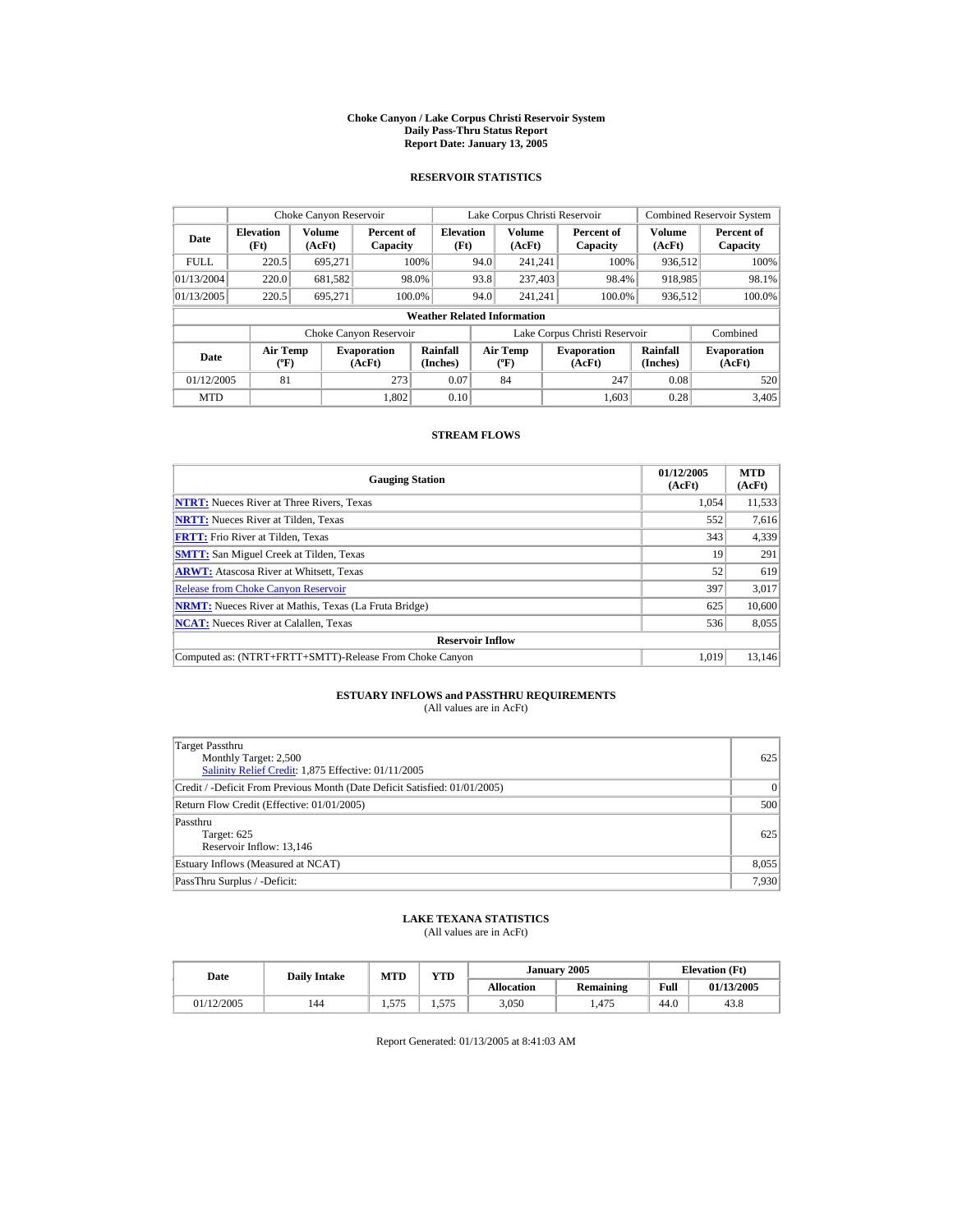# Choke Canyon / Lake Corpus Christi Reservoir System
## Daily Pass-Thru Status Report
## Report Date: January 13, 2005

### RESERVOIR STATISTICS

| Date | Choke Canyon Reservoir | | | Lake Corpus Christi Reservoir | | | Combined Reservoir System | |
|---|---|---|---|---|---|---|---|---|
| | Elevation (Ft) | Volume (AcFt) | Percent of Capacity | Elevation (Ft) | Volume (AcFt) | Percent of Capacity | Volume (AcFt) | Percent of Capacity |
| FULL | 220.5 | 695,271 | 100% | 94.0 | 241,241 | 100% | 936,512 | 100% |
| 01/13/2004 | 220.0 | 681,582 | 98.0% | 93.8 | 237,403 | 98.4% | 918,985 | 98.1% |
| 01/13/2005 | 220.5 | 695,271 | 100.0% | 94.0 | 241,241 | 100.0% | 936,512 | 100.0% |

**Weather Related Information**

| Date | Choke Canyon Reservoir | | | Lake Corpus Christi Reservoir | | | Combined |
|---|---|---|---|---|---|---|---|
| | Air Temp (ºF) | Evaporation (AcFt) | Rainfall (Inches) | Air Temp (ºF) | Evaporation (AcFt) | Rainfall (Inches) | Evaporation (AcFt) |
| 01/12/2005 | 81 | 273 | 0.07 | 84 | 247 | 0.08 | 520 |
| MTD | | 1,802 | 0.10 | | 1,603 | 0.28 | 3,405 |

### STREAM FLOWS

| Gauging Station | 01/12/2005 (AcFt) | MTD (AcFt) |
|---|---|---|
| NTRT: Nueces River at Three Rivers, Texas | 1,054 | 11,533 |
| NRTT: Nueces River at Tilden, Texas | 552 | 7,616 |
| FRTT: Frio River at Tilden, Texas | 343 | 4,339 |
| SMTT: San Miguel Creek at Tilden, Texas | 19 | 291 |
| ARWT: Atascosa River at Whitsett, Texas | 52 | 619 |
| Release from Choke Canyon Reservoir | 397 | 3,017 |
| NRMT: Nueces River at Mathis, Texas (La Fruta Bridge) | 625 | 10,600 |
| NCAT: Nueces River at Calallen, Texas | 536 | 8,055 |
| **Reservoir Inflow** | | |
| Computed as: (NTRT+FRTT+SMTT)-Release From Choke Canyon | 1,019 | 13,146 |

### ESTUARY INFLOWS and PASSTHRU REQUIREMENTS
(All values are in AcFt)

| | |
|---|---|
| Target Passthru<br>Monthly Target: 2,500<br>Salinity Relief Credit: 1,875 Effective: 01/11/2005 | 625 |
| Credit / -Deficit From Previous Month (Date Deficit Satisfied: 01/01/2005) | 0 |
| Return Flow Credit (Effective: 01/01/2005) | 500 |
| Passthru<br>Target: 625<br>Reservoir Inflow: 13,146 | 625 |
| Estuary Inflows (Measured at NCAT) | 8,055 |
| PassThru Surplus / -Deficit: | 7,930 |

### LAKE TEXANA STATISTICS
(All values are in AcFt)

| Date | Daily Intake | MTD | YTD | January 2005 | | Elevation (Ft) | |
|---|---|---|---|---|---|---|---|
| | | | | Allocation | Remaining | Full | 01/13/2005 |
| 01/12/2005 | 144 | 1,575 | 1,575 | 3,050 | 1,475 | 44.0 | 43.8 |

Report Generated: 01/13/2005 at 8:41:03 AM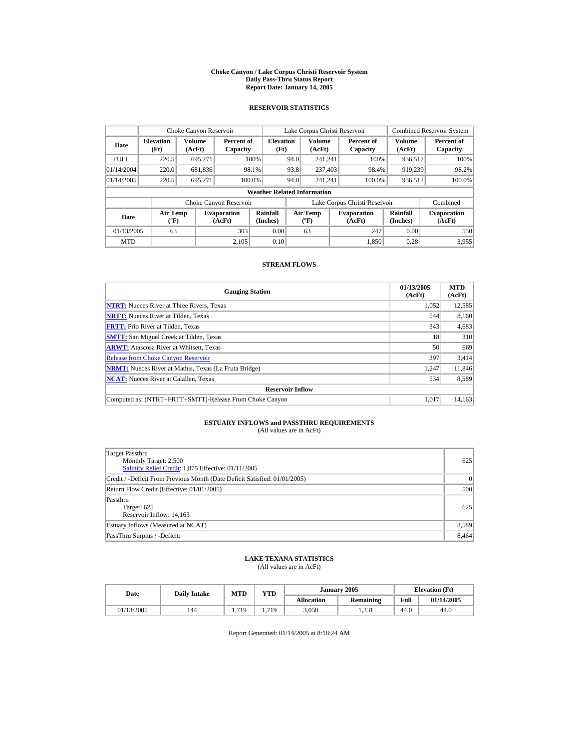# Choke Canyon / Lake Corpus Christi Reservoir System
## Daily Pass-Thru Status Report
## Report Date: January 14, 2005

### RESERVOIR STATISTICS

| | Choke Canyon Reservoir | | | Lake Corpus Christi Reservoir | | | Combined Reservoir System | |
|---|---|---|---|---|---|---|---|---|
| Date | Elevation (Ft) | Volume (AcFt) | Percent of Capacity | Elevation (Ft) | Volume (AcFt) | Percent of Capacity | Volume (AcFt) | Percent of Capacity |
| FULL | 220.5 | 695,271 | 100% | 94.0 | 241,241 | 100% | 936,512 | 100% |
| 01/14/2004 | 220.0 | 681,836 | 98.1% | 93.8 | 237,403 | 98.4% | 919,239 | 98.2% |
| 01/14/2005 | 220.5 | 695,271 | 100.0% | 94.0 | 241,241 | 100.0% | 936,512 | 100.0% |

**Weather Related Information**

| | Choke Canyon Reservoir | | | Lake Corpus Christi Reservoir | | | Combined |
|---|---|---|---|---|---|---|---|
| Date | Air Temp (ºF) | Evaporation (AcFt) | Rainfall (Inches) | Air Temp (ºF) | Evaporation (AcFt) | Rainfall (Inches) | Evaporation (AcFt) |
| 01/13/2005 | 63 | 303 | 0.00 | 63 | 247 | 0.00 | 550 |
| MTD | | 2,105 | 0.10 | | 1,850 | 0.28 | 3,955 |

### STREAM FLOWS

| Gauging Station | 01/13/2005 (AcFt) | MTD (AcFt) |
|---|---|---|
| **NTRT:** Nueces River at Three Rivers, Texas | 1,052 | 12,585 |
| **NRTT:** Nueces River at Tilden, Texas | 544 | 8,160 |
| **FRTT:** Frio River at Tilden, Texas | 343 | 4,683 |
| **SMTT:** San Miguel Creek at Tilden, Texas | 18 | 310 |
| **ARWT:** Atascosa River at Whitsett, Texas | 50 | 669 |
| Release from Choke Canyon Reservoir | 397 | 3,414 |
| **NRMT:** Nueces River at Mathis, Texas (La Fruta Bridge) | 1,247 | 11,846 |
| **NCAT:** Nueces River at Calallen, Texas | 534 | 8,589 |
| **Reservoir Inflow** | | |
| Computed as: (NTRT+FRTT+SMTT)-Release From Choke Canyon | 1,017 | 14,163 |

### ESTUARY INFLOWS and PASSTHRU REQUIREMENTS
(All values are in AcFt)

| | |
|---|---|
| Target Passthru<br>Monthly Target: 2,500<br>Salinity Relief Credit: 1,875 Effective: 01/11/2005 | 625 |
| Credit / -Deficit From Previous Month (Date Deficit Satisfied: 01/01/2005) | 0 |
| Return Flow Credit (Effective: 01/01/2005) | 500 |
| Passthru<br>Target: 625<br>Reservoir Inflow: 14,163 | 625 |
| Estuary Inflows (Measured at NCAT) | 8,589 |
| PassThru Surplus / -Deficit: | 8,464 |

### LAKE TEXANA STATISTICS
(All values are in AcFt)

| Date | Daily Intake | MTD | YTD | January 2005 | | Elevation (Ft) | |
|---|---|---|---|---|---|---|---|
| | | | | Allocation | Remaining | Full | 01/14/2005 |
| 01/13/2005 | 144 | 1,719 | 1,719 | 3,050 | 1,331 | 44.0 | 44.0 |

Report Generated: 01/14/2005 at 8:18:24 AM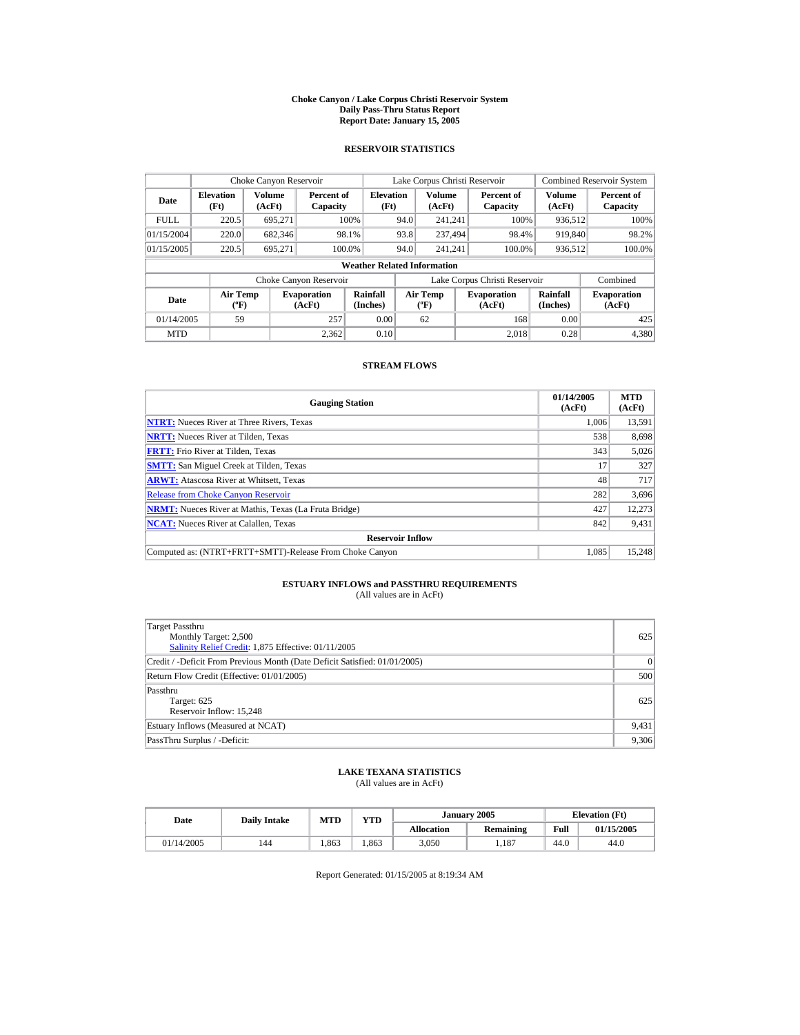# Choke Canyon / Lake Corpus Christi Reservoir System
## Daily Pass-Thru Status Report
## Report Date: January 15, 2005

### RESERVOIR STATISTICS

| Date | Choke Canyon Reservoir | | | Lake Corpus Christi Reservoir | | | Combined Reservoir System | |
|---|---|---|---|---|---|---|---|---|
| | Elevation (Ft) | Volume (AcFt) | Percent of Capacity | Elevation (Ft) | Volume (AcFt) | Percent of Capacity | Volume (AcFt) | Percent of Capacity |
| FULL | 220.5 | 695,271 | 100% | 94.0 | 241,241 | 100% | 936,512 | 100% |
| 01/15/2004 | 220.0 | 682,346 | 98.1% | 93.8 | 237,494 | 98.4% | 919,840 | 98.2% |
| 01/15/2005 | 220.5 | 695,271 | 100.0% | 94.0 | 241,241 | 100.0% | 936,512 | 100.0% |

**Weather Related Information**

| Date | Choke Canyon Reservoir | | | Lake Corpus Christi Reservoir | | | Combined |
|---|---|---|---|---|---|---|---|
| | Air Temp (ºF) | Evaporation (AcFt) | Rainfall (Inches) | Air Temp (ºF) | Evaporation (AcFt) | Rainfall (Inches) | Evaporation (AcFt) |
| 01/14/2005 | 59 | 257 | 0.00 | 62 | 168 | 0.00 | 425 |
| MTD | | 2,362 | 0.10 | | 2,018 | 0.28 | 4,380 |

### STREAM FLOWS

| Gauging Station | 01/14/2005 (AcFt) | MTD (AcFt) |
|---|---|---|
| NTRT: Nueces River at Three Rivers, Texas | 1,006 | 13,591 |
| NRTT: Nueces River at Tilden, Texas | 538 | 8,698 |
| FRTT: Frio River at Tilden, Texas | 343 | 5,026 |
| SMTT: San Miguel Creek at Tilden, Texas | 17 | 327 |
| ARWT: Atascosa River at Whitsett, Texas | 48 | 717 |
| Release from Choke Canyon Reservoir | 282 | 3,696 |
| NRMT: Nueces River at Mathis, Texas (La Fruta Bridge) | 427 | 12,273 |
| NCAT: Nueces River at Calallen, Texas | 842 | 9,431 |
| **Reservoir Inflow** | | |
| Computed as: (NTRT+FRTT+SMTT)-Release From Choke Canyon | 1,085 | 15,248 |

### ESTUARY INFLOWS and PASSTHRU REQUIREMENTS
(All values are in AcFt)

| | |
|---|---|
| Target Passthru<br>Monthly Target: 2,500<br>Salinity Relief Credit: 1,875 Effective: 01/11/2005 | 625 |
| Credit / -Deficit From Previous Month (Date Deficit Satisfied: 01/01/2005) | 0 |
| Return Flow Credit (Effective: 01/01/2005) | 500 |
| Passthru<br>Target: 625<br>Reservoir Inflow: 15,248 | 625 |
| Estuary Inflows (Measured at NCAT) | 9,431 |
| PassThru Surplus / -Deficit: | 9,306 |

### LAKE TEXANA STATISTICS
(All values are in AcFt)

| Date | Daily Intake | MTD | YTD | January 2005 | | Elevation (Ft) | |
|---|---|---|---|---|---|---|---|
| | | | | Allocation | Remaining | Full | 01/15/2005 |
| 01/14/2005 | 144 | 1,863 | 1,863 | 3,050 | 1,187 | 44.0 | 44.0 |

Report Generated: 01/15/2005 at 8:19:34 AM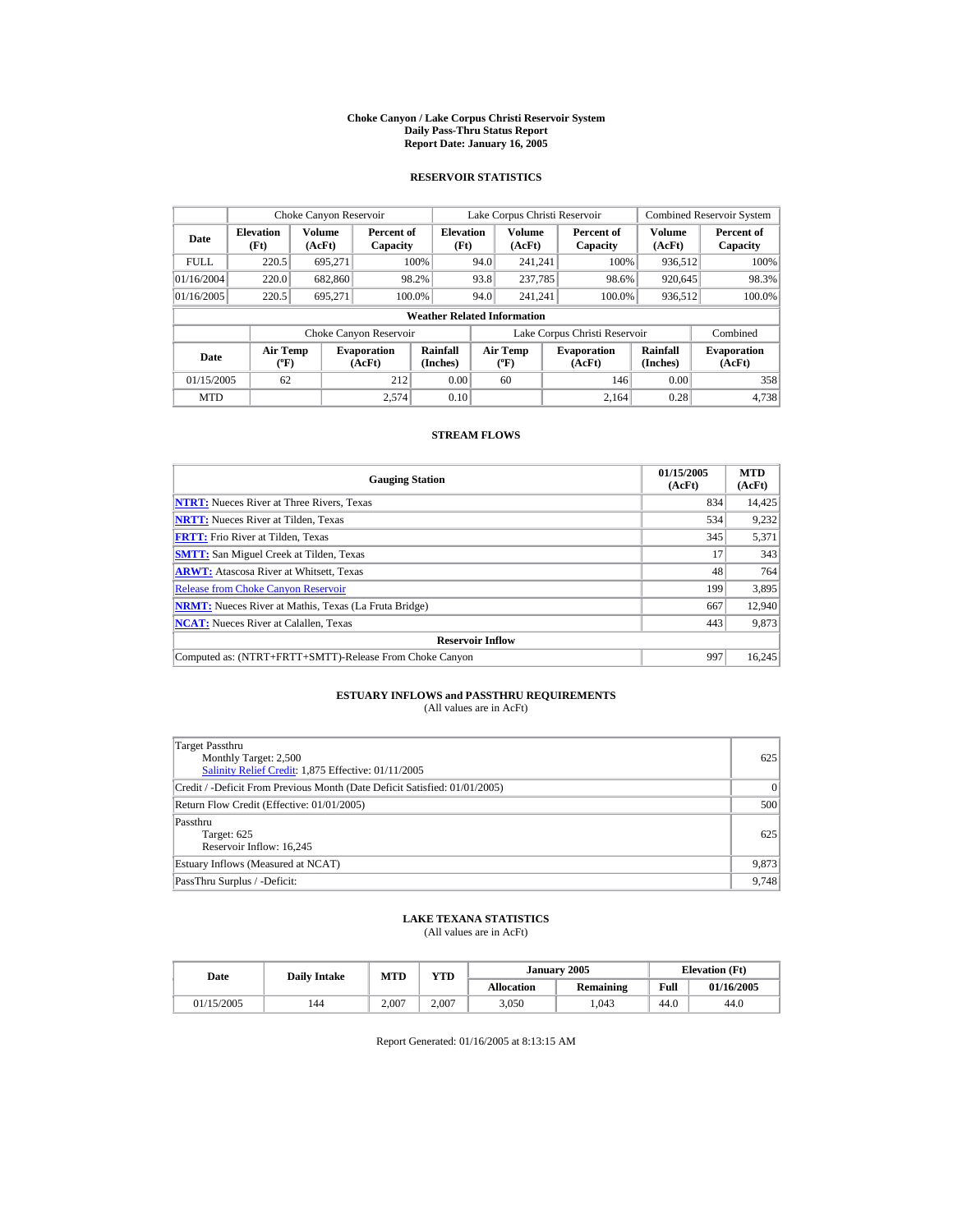# Choke Canyon / Lake Corpus Christi Reservoir System
## Daily Pass-Thru Status Report
## Report Date: January 16, 2005

### RESERVOIR STATISTICS

| | Choke Canyon Reservoir | | | Lake Corpus Christi Reservoir | | | Combined Reservoir System | |
|---|---|---|---|---|---|---|---|---|
| Date | Elevation (Ft) | Volume (AcFt) | Percent of Capacity | Elevation (Ft) | Volume (AcFt) | Percent of Capacity | Volume (AcFt) | Percent of Capacity |
| FULL | 220.5 | 695,271 | 100% | 94.0 | 241,241 | 100% | 936,512 | 100% |
| 01/16/2004 | 220.0 | 682,860 | 98.2% | 93.8 | 237,785 | 98.6% | 920,645 | 98.3% |
| 01/16/2005 | 220.5 | 695,271 | 100.0% | 94.0 | 241,241 | 100.0% | 936,512 | 100.0% |

**Weather Related Information**

| | Choke Canyon Reservoir | | | Lake Corpus Christi Reservoir | | | Combined |
|---|---|---|---|---|---|---|---|
| Date | Air Temp (ºF) | Evaporation (AcFt) | Rainfall (Inches) | Air Temp (ºF) | Evaporation (AcFt) | Rainfall (Inches) | Evaporation (AcFt) |
| 01/15/2005 | 62 | 212 | 0.00 | 60 | 146 | 0.00 | 358 |
| MTD | | 2,574 | 0.10 | | 2,164 | 0.28 | 4,738 |

### STREAM FLOWS

| Gauging Station | 01/15/2005 (AcFt) | MTD (AcFt) |
|---|---|---|
| NTRT: Nueces River at Three Rivers, Texas | 834 | 14,425 |
| NRTT: Nueces River at Tilden, Texas | 534 | 9,232 |
| FRTT: Frio River at Tilden, Texas | 345 | 5,371 |
| SMTT: San Miguel Creek at Tilden, Texas | 17 | 343 |
| ARWT: Atascosa River at Whitsett, Texas | 48 | 764 |
| Release from Choke Canyon Reservoir | 199 | 3,895 |
| NRMT: Nueces River at Mathis, Texas (La Fruta Bridge) | 667 | 12,940 |
| NCAT: Nueces River at Calallen, Texas | 443 | 9,873 |
| **Reservoir Inflow** | | |
| Computed as: (NTRT+FRTT+SMTT)-Release From Choke Canyon | 997 | 16,245 |

### ESTUARY INFLOWS and PASSTHRU REQUIREMENTS
(All values are in AcFt)

| | |
|---|---|
| Target Passthru<br>Monthly Target: 2,500<br>Salinity Relief Credit: 1,875 Effective: 01/11/2005 | 625 |
| Credit / -Deficit From Previous Month (Date Deficit Satisfied: 01/01/2005) | 0 |
| Return Flow Credit (Effective: 01/01/2005) | 500 |
| Passthru<br>Target: 625<br>Reservoir Inflow: 16,245 | 625 |
| Estuary Inflows (Measured at NCAT) | 9,873 |
| PassThru Surplus / -Deficit: | 9,748 |

### LAKE TEXANA STATISTICS
(All values are in AcFt)

| Date | Daily Intake | MTD | YTD | January 2005 | | Elevation (Ft) | |
|---|---|---|---|---|---|---|---|
| | | | | Allocation | Remaining | Full | 01/16/2005 |
| 01/15/2005 | 144 | 2,007 | 2,007 | 3,050 | 1,043 | 44.0 | 44.0 |

Report Generated: 01/16/2005 at 8:13:15 AM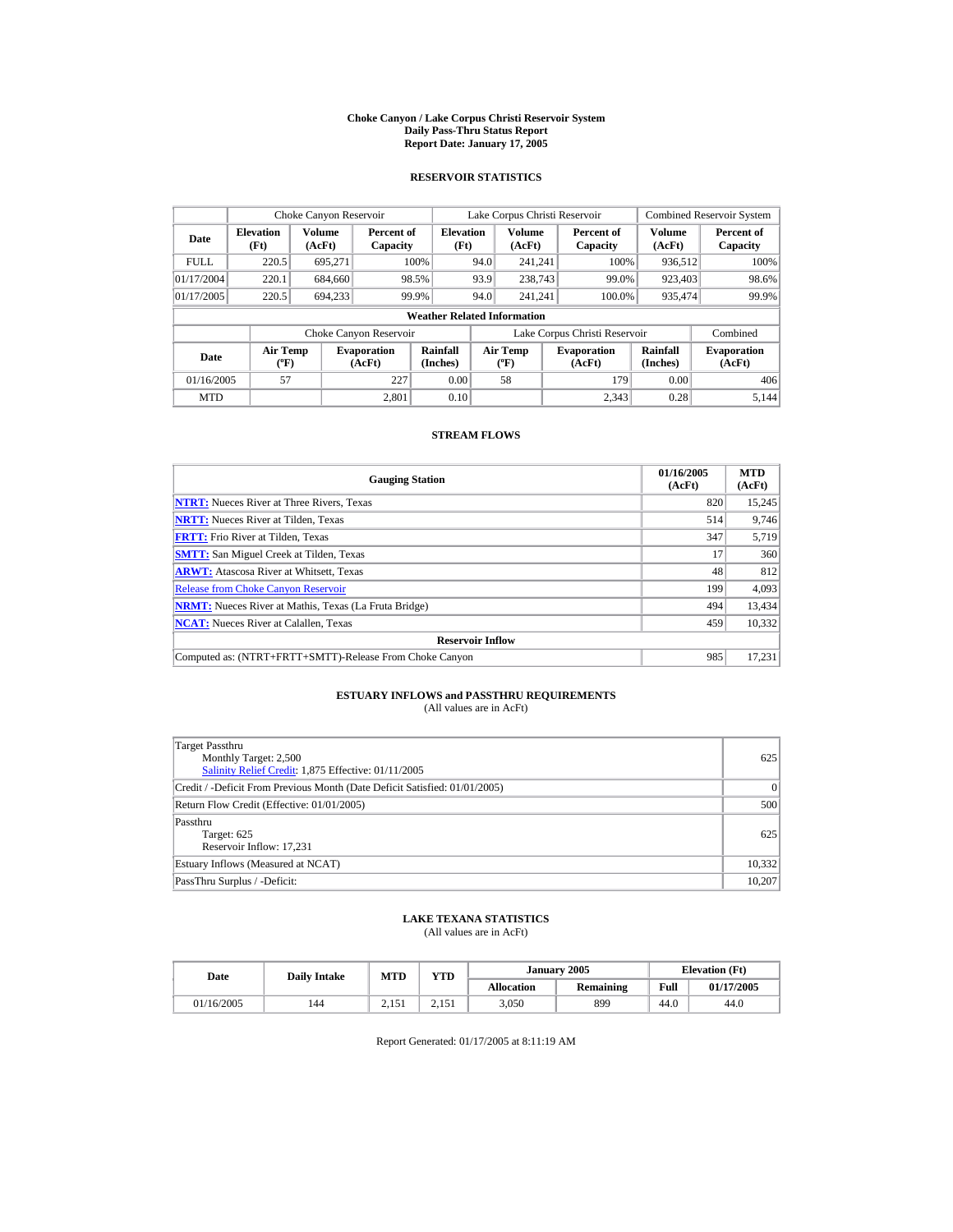# Choke Canyon / Lake Corpus Christi Reservoir System
## Daily Pass-Thru Status Report
## Report Date: January 17, 2005

### RESERVOIR STATISTICS

| Date | Choke Canyon Reservoir | | | Lake Corpus Christi Reservoir | | | Combined Reservoir System | |
|---|---|---|---|---|---|---|---|---|
| | Elevation (Ft) | Volume (AcFt) | Percent of Capacity | Elevation (Ft) | Volume (AcFt) | Percent of Capacity | Volume (AcFt) | Percent of Capacity |
| FULL | 220.5 | 695,271 | 100% | 94.0 | 241,241 | 100% | 936,512 | 100% |
| 01/17/2004 | 220.1 | 684,660 | 98.5% | 93.9 | 238,743 | 99.0% | 923,403 | 98.6% |
| 01/17/2005 | 220.5 | 694,233 | 99.9% | 94.0 | 241,241 | 100.0% | 935,474 | 99.9% |

**Weather Related Information**

| Date | Choke Canyon Reservoir | | | Lake Corpus Christi Reservoir | | | Combined |
|---|---|---|---|---|---|---|---|
| | Air Temp (ºF) | Evaporation (AcFt) | Rainfall (Inches) | Air Temp (ºF) | Evaporation (AcFt) | Rainfall (Inches) | Evaporation (AcFt) |
| 01/16/2005 | 57 | 227 | 0.00 | 58 | 179 | 0.00 | 406 |
| MTD | | 2,801 | 0.10 | | 2,343 | 0.28 | 5,144 |

### STREAM FLOWS

| Gauging Station | 01/16/2005 (AcFt) | MTD (AcFt) |
|---|---|---|
| NTRT: Nueces River at Three Rivers, Texas | 820 | 15,245 |
| NRTT: Nueces River at Tilden, Texas | 514 | 9,746 |
| FRTT: Frio River at Tilden, Texas | 347 | 5,719 |
| SMTT: San Miguel Creek at Tilden, Texas | 17 | 360 |
| ARWT: Atascosa River at Whitsett, Texas | 48 | 812 |
| Release from Choke Canyon Reservoir | 199 | 4,093 |
| NRMT: Nueces River at Mathis, Texas (La Fruta Bridge) | 494 | 13,434 |
| NCAT: Nueces River at Calallen, Texas | 459 | 10,332 |
| **Reservoir Inflow** | | |
| Computed as: (NTRT+FRTT+SMTT)-Release From Choke Canyon | 985 | 17,231 |

### ESTUARY INFLOWS and PASSTHRU REQUIREMENTS
(All values are in AcFt)

| | |
|---|---|
| Target Passthru<br>Monthly Target: 2,500<br>Salinity Relief Credit: 1,875 Effective: 01/11/2005 | 625 |
| Credit / -Deficit From Previous Month (Date Deficit Satisfied: 01/01/2005) | 0 |
| Return Flow Credit (Effective: 01/01/2005) | 500 |
| Passthru<br>Target: 625<br>Reservoir Inflow: 17,231 | 625 |
| Estuary Inflows (Measured at NCAT) | 10,332 |
| PassThru Surplus / -Deficit: | 10,207 |

### LAKE TEXANA STATISTICS
(All values are in AcFt)

| Date | Daily Intake | MTD | YTD | January 2005 | | Elevation (Ft) | |
|---|---|---|---|---|---|---|---|
| | | | | Allocation | Remaining | Full | 01/17/2005 |
| 01/16/2005 | 144 | 2,151 | 2,151 | 3,050 | 899 | 44.0 | 44.0 |

Report Generated: 01/17/2005 at 8:11:19 AM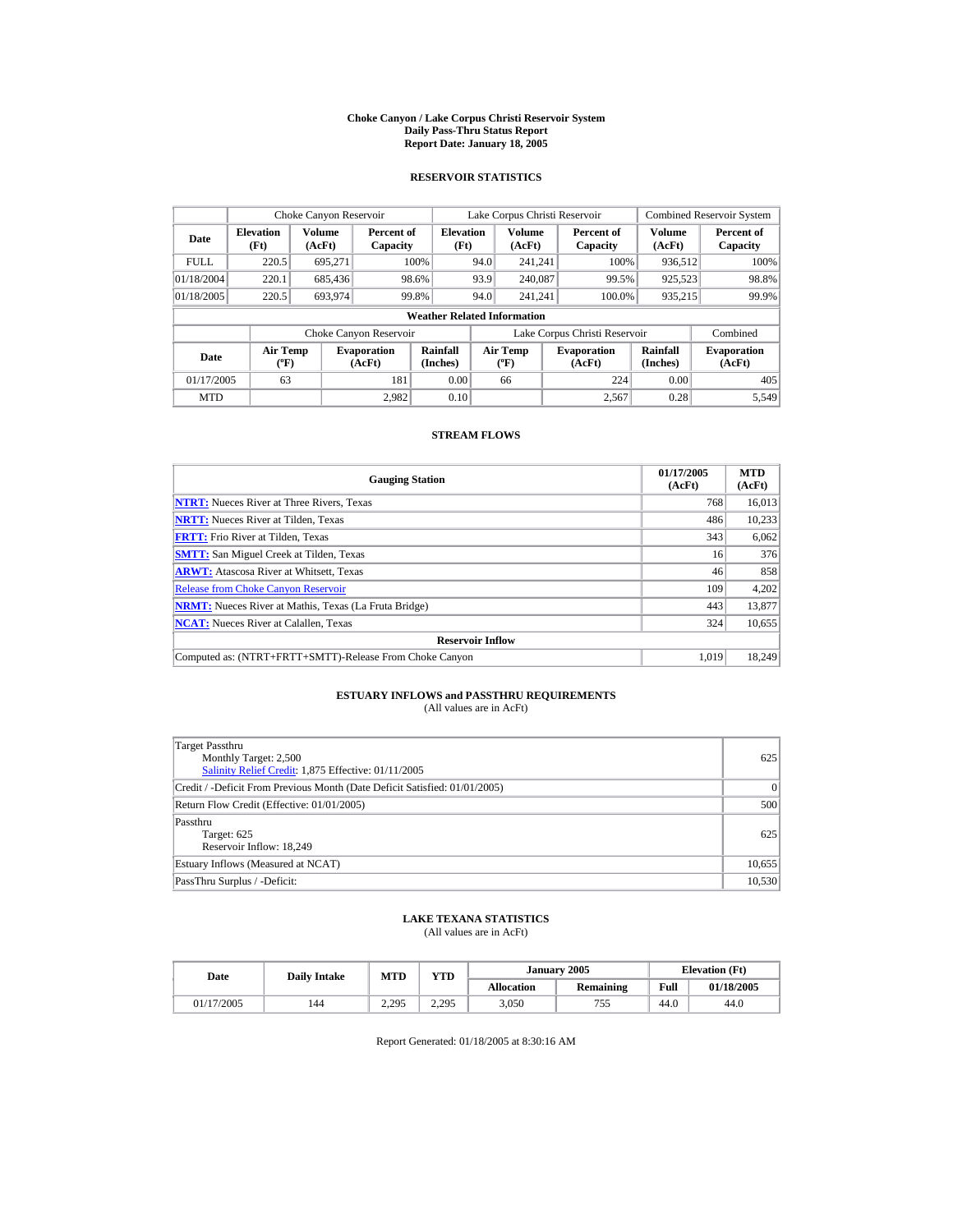# Choke Canyon / Lake Corpus Christi Reservoir System
## Daily Pass-Thru Status Report
## Report Date: January 18, 2005

### RESERVOIR STATISTICS

| | Choke Canyon Reservoir | | | Lake Corpus Christi Reservoir | | | Combined Reservoir System | |
|---|---|---|---|---|---|---|---|---|
| Date | Elevation (Ft) | Volume (AcFt) | Percent of Capacity | Elevation (Ft) | Volume (AcFt) | Percent of Capacity | Volume (AcFt) | Percent of Capacity |
| FULL | 220.5 | 695,271 | 100% | 94.0 | 241,241 | 100% | 936,512 | 100% |
| 01/18/2004 | 220.1 | 685,436 | 98.6% | 93.9 | 240,087 | 99.5% | 925,523 | 98.8% |
| 01/18/2005 | 220.5 | 693,974 | 99.8% | 94.0 | 241,241 | 100.0% | 935,215 | 99.9% |

**Weather Related Information**

| | Choke Canyon Reservoir | | | Lake Corpus Christi Reservoir | | | Combined |
|---|---|---|---|---|---|---|---|
| Date | Air Temp (ºF) | Evaporation (AcFt) | Rainfall (Inches) | Air Temp (ºF) | Evaporation (AcFt) | Rainfall (Inches) | Evaporation (AcFt) |
| 01/17/2005 | 63 | 181 | 0.00 | 66 | 224 | 0.00 | 405 |
| MTD | | 2,982 | 0.10 | | 2,567 | 0.28 | 5,549 |

### STREAM FLOWS

| Gauging Station | 01/17/2005 (AcFt) | MTD (AcFt) |
|---|---|---|
| NTRT: Nueces River at Three Rivers, Texas | 768 | 16,013 |
| NRTT: Nueces River at Tilden, Texas | 486 | 10,233 |
| FRTT: Frio River at Tilden, Texas | 343 | 6,062 |
| SMTT: San Miguel Creek at Tilden, Texas | 16 | 376 |
| ARWT: Atascosa River at Whitsett, Texas | 46 | 858 |
| Release from Choke Canyon Reservoir | 109 | 4,202 |
| NRMT: Nueces River at Mathis, Texas (La Fruta Bridge) | 443 | 13,877 |
| NCAT: Nueces River at Calallen, Texas | 324 | 10,655 |
| **Reservoir Inflow** | | |
| Computed as: (NTRT+FRTT+SMTT)-Release From Choke Canyon | 1,019 | 18,249 |

### ESTUARY INFLOWS and PASSTHRU REQUIREMENTS
(All values are in AcFt)

| | |
|---|---|
| Target Passthru<br>Monthly Target: 2,500<br>Salinity Relief Credit: 1,875 Effective: 01/11/2005 | 625 |
| Credit / -Deficit From Previous Month (Date Deficit Satisfied: 01/01/2005) | 0 |
| Return Flow Credit (Effective: 01/01/2005) | 500 |
| Passthru<br>Target: 625<br>Reservoir Inflow: 18,249 | 625 |
| Estuary Inflows (Measured at NCAT) | 10,655 |
| PassThru Surplus / -Deficit: | 10,530 |

### LAKE TEXANA STATISTICS
(All values are in AcFt)

| Date | Daily Intake | MTD | YTD | January 2005 | | Elevation (Ft) | |
|---|---|---|---|---|---|---|---|
| | | | | Allocation | Remaining | Full | 01/18/2005 |
| 01/17/2005 | 144 | 2,295 | 2,295 | 3,050 | 755 | 44.0 | 44.0 |

Report Generated: 01/18/2005 at 8:30:16 AM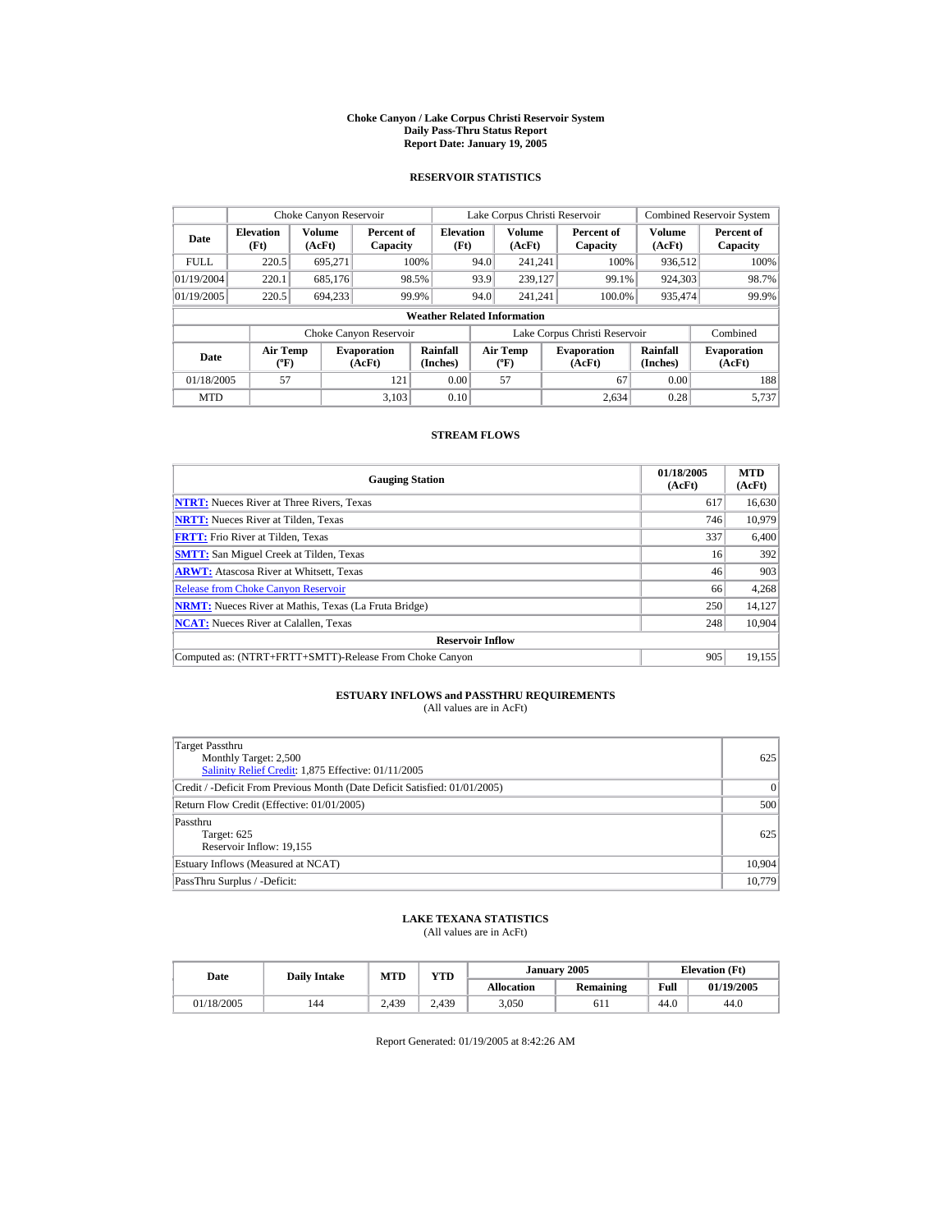# Choke Canyon / Lake Corpus Christi Reservoir System
## Daily Pass-Thru Status Report
## Report Date: January 19, 2005

### RESERVOIR STATISTICS

| Date | Choke Canyon Reservoir | | | Lake Corpus Christi Reservoir | | | Combined Reservoir System | |
|---|---|---|---|---|---|---|---|---|
| | Elevation (Ft) | Volume (AcFt) | Percent of Capacity | Elevation (Ft) | Volume (AcFt) | Percent of Capacity | Volume (AcFt) | Percent of Capacity |
| FULL | 220.5 | 695,271 | 100% | 94.0 | 241,241 | 100% | 936,512 | 100% |
| 01/19/2004 | 220.1 | 685,176 | 98.5% | 93.9 | 239,127 | 99.1% | 924,303 | 98.7% |
| 01/19/2005 | 220.5 | 694,233 | 99.9% | 94.0 | 241,241 | 100.0% | 935,474 | 99.9% |

**Weather Related Information**

| Date | Choke Canyon Reservoir | | | Lake Corpus Christi Reservoir | | | Combined |
|---|---|---|---|---|---|---|---|
| | Air Temp (ºF) | Evaporation (AcFt) | Rainfall (Inches) | Air Temp (ºF) | Evaporation (AcFt) | Rainfall (Inches) | Evaporation (AcFt) |
| 01/18/2005 | 57 | 121 | 0.00 | 57 | 67 | 0.00 | 188 |
| MTD | | 3,103 | 0.10 | | 2,634 | 0.28 | 5,737 |

### STREAM FLOWS

| Gauging Station | 01/18/2005 (AcFt) | MTD (AcFt) |
|---|---|---|
| NTRT: Nueces River at Three Rivers, Texas | 617 | 16,630 |
| NRTT: Nueces River at Tilden, Texas | 746 | 10,979 |
| FRTT: Frio River at Tilden, Texas | 337 | 6,400 |
| SMTT: San Miguel Creek at Tilden, Texas | 16 | 392 |
| ARWT: Atascosa River at Whitsett, Texas | 46 | 903 |
| Release from Choke Canyon Reservoir | 66 | 4,268 |
| NRMT: Nueces River at Mathis, Texas (La Fruta Bridge) | 250 | 14,127 |
| NCAT: Nueces River at Calallen, Texas | 248 | 10,904 |
| **Reservoir Inflow** | | |
| Computed as: (NTRT+FRTT+SMTT)-Release From Choke Canyon | 905 | 19,155 |

### ESTUARY INFLOWS and PASSTHRU REQUIREMENTS
(All values are in AcFt)

| | |
|---|---|
| Target Passthru<br>Monthly Target: 2,500<br>Salinity Relief Credit: 1,875 Effective: 01/11/2005 | 625 |
| Credit / -Deficit From Previous Month (Date Deficit Satisfied: 01/01/2005) | 0 |
| Return Flow Credit (Effective: 01/01/2005) | 500 |
| Passthru<br>Target: 625<br>Reservoir Inflow: 19,155 | 625 |
| Estuary Inflows (Measured at NCAT) | 10,904 |
| PassThru Surplus / -Deficit: | 10,779 |

### LAKE TEXANA STATISTICS
(All values are in AcFt)

| Date | Daily Intake | MTD | YTD | January 2005 | | Elevation (Ft) | |
|---|---|---|---|---|---|---|---|
| | | | | Allocation | Remaining | Full | 01/19/2005 |
| 01/18/2005 | 144 | 2,439 | 2,439 | 3,050 | 611 | 44.0 | 44.0 |

Report Generated: 01/19/2005 at 8:42:26 AM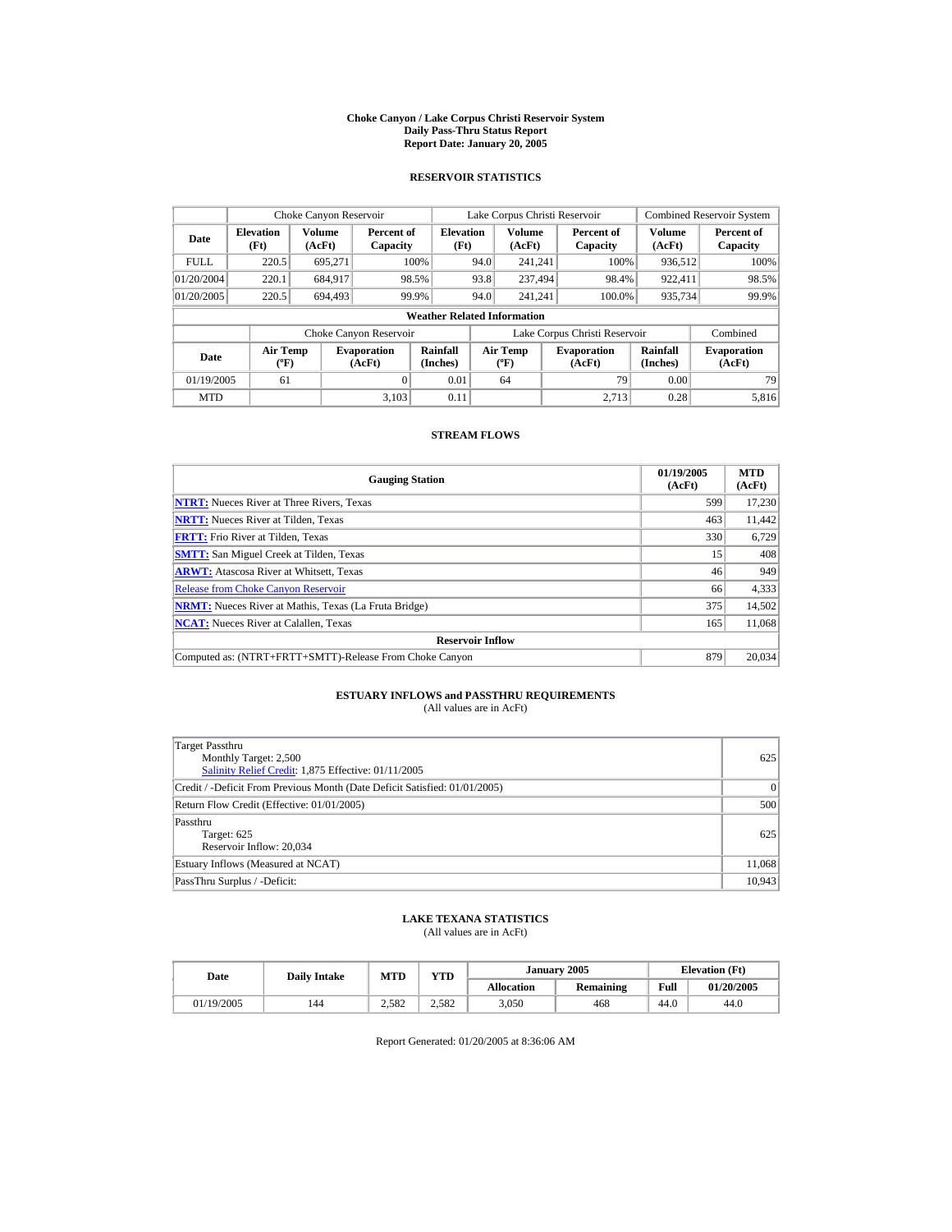# Choke Canyon / Lake Corpus Christi Reservoir System
## Daily Pass-Thru Status Report
## Report Date: January 20, 2005

### RESERVOIR STATISTICS

| | Choke Canyon Reservoir | | | Lake Corpus Christi Reservoir | | | Combined Reservoir System | |
|---|---|---|---|---|---|---|---|---|
| Date | Elevation (Ft) | Volume (AcFt) | Percent of Capacity | Elevation (Ft) | Volume (AcFt) | Percent of Capacity | Volume (AcFt) | Percent of Capacity |
| FULL | 220.5 | 695,271 | 100% | 94.0 | 241,241 | 100% | 936,512 | 100% |
| 01/20/2004 | 220.1 | 684,917 | 98.5% | 93.8 | 237,494 | 98.4% | 922,411 | 98.5% |
| 01/20/2005 | 220.5 | 694,493 | 99.9% | 94.0 | 241,241 | 100.0% | 935,734 | 99.9% |

**Weather Related Information**

| | Choke Canyon Reservoir | | | Lake Corpus Christi Reservoir | | | Combined |
|---|---|---|---|---|---|---|---|
| Date | Air Temp (ºF) | Evaporation (AcFt) | Rainfall (Inches) | Air Temp (ºF) | Evaporation (AcFt) | Rainfall (Inches) | Evaporation (AcFt) |
| 01/19/2005 | 61 | 0 | 0.01 | 64 | 79 | 0.00 | 79 |
| MTD | | 3,103 | 0.11 | | 2,713 | 0.28 | 5,816 |

### STREAM FLOWS

| Gauging Station | 01/19/2005 (AcFt) | MTD (AcFt) |
|---|---|---|
| **NTRT:** Nueces River at Three Rivers, Texas | 599 | 17,230 |
| **NRTT:** Nueces River at Tilden, Texas | 463 | 11,442 |
| **FRTT:** Frio River at Tilden, Texas | 330 | 6,729 |
| **SMTT:** San Miguel Creek at Tilden, Texas | 15 | 408 |
| **ARWT:** Atascosa River at Whitsett, Texas | 46 | 949 |
| Release from Choke Canyon Reservoir | 66 | 4,333 |
| **NRMT:** Nueces River at Mathis, Texas (La Fruta Bridge) | 375 | 14,502 |
| **NCAT:** Nueces River at Calallen, Texas | 165 | 11,068 |
| **Reservoir Inflow** | | |
| Computed as: (NTRT+FRTT+SMTT)-Release From Choke Canyon | 879 | 20,034 |

### ESTUARY INFLOWS and PASSTHRU REQUIREMENTS
(All values are in AcFt)

| | |
|---|---|
| Target Passthru<br>Monthly Target: 2,500<br>Salinity Relief Credit: 1,875 Effective: 01/11/2005 | 625 |
| Credit / -Deficit From Previous Month (Date Deficit Satisfied: 01/01/2005) | 0 |
| Return Flow Credit (Effective: 01/01/2005) | 500 |
| Passthru<br>Target: 625<br>Reservoir Inflow: 20,034 | 625 |
| Estuary Inflows (Measured at NCAT) | 11,068 |
| PassThru Surplus / -Deficit: | 10,943 |

### LAKE TEXANA STATISTICS
(All values are in AcFt)

| Date | Daily Intake | MTD | YTD | January 2005 | | Elevation (Ft) | |
|---|---|---|---|---|---|---|---|
| | | | | Allocation | Remaining | Full | 01/20/2005 |
| 01/19/2005 | 144 | 2,582 | 2,582 | 3,050 | 468 | 44.0 | 44.0 |

Report Generated: 01/20/2005 at 8:36:06 AM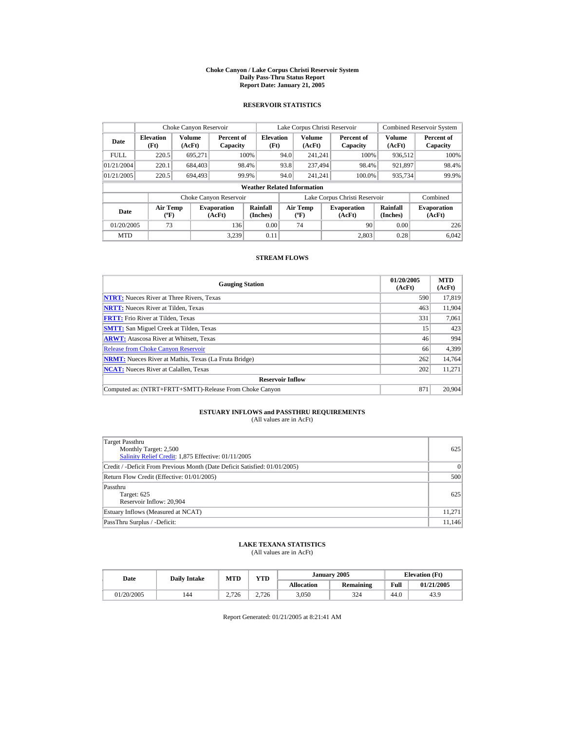# Choke Canyon / Lake Corpus Christi Reservoir System
## Daily Pass-Thru Status Report
## Report Date: January 21, 2005

### RESERVOIR STATISTICS

| | Choke Canyon Reservoir | | | Lake Corpus Christi Reservoir | | | Combined Reservoir System | |
|---|---|---|---|---|---|---|---|---|
| Date | Elevation (Ft) | Volume (AcFt) | Percent of Capacity | Elevation (Ft) | Volume (AcFt) | Percent of Capacity | Volume (AcFt) | Percent of Capacity |
| FULL | 220.5 | 695,271 | 100% | 94.0 | 241,241 | 100% | 936,512 | 100% |
| 01/21/2004 | 220.1 | 684,403 | 98.4% | 93.8 | 237,494 | 98.4% | 921,897 | 98.4% |
| 01/21/2005 | 220.5 | 694,493 | 99.9% | 94.0 | 241,241 | 100.0% | 935,734 | 99.9% |

**Weather Related Information**

| | Choke Canyon Reservoir | | | Lake Corpus Christi Reservoir | | | Combined |
|---|---|---|---|---|---|---|---|
| Date | Air Temp (ºF) | Evaporation (AcFt) | Rainfall (Inches) | Air Temp (ºF) | Evaporation (AcFt) | Rainfall (Inches) | Evaporation (AcFt) |
| 01/20/2005 | 73 | 136 | 0.00 | 74 | 90 | 0.00 | 226 |
| MTD | | 3,239 | 0.11 | | 2,803 | 0.28 | 6,042 |

### STREAM FLOWS

| Gauging Station | 01/20/2005 (AcFt) | MTD (AcFt) |
|---|---|---|
| NTRT: Nueces River at Three Rivers, Texas | 590 | 17,819 |
| NRTT: Nueces River at Tilden, Texas | 463 | 11,904 |
| FRTT: Frio River at Tilden, Texas | 331 | 7,061 |
| SMTT: San Miguel Creek at Tilden, Texas | 15 | 423 |
| ARWT: Atascosa River at Whitsett, Texas | 46 | 994 |
| Release from Choke Canyon Reservoir | 66 | 4,399 |
| NRMT: Nueces River at Mathis, Texas (La Fruta Bridge) | 262 | 14,764 |
| NCAT: Nueces River at Calallen, Texas | 202 | 11,271 |
| **Reservoir Inflow** | | |
| Computed as: (NTRT+FRTT+SMTT)-Release From Choke Canyon | 871 | 20,904 |

### ESTUARY INFLOWS and PASSTHRU REQUIREMENTS
(All values are in AcFt)

| | |
|---|---|
| Target Passthru<br>Monthly Target: 2,500<br>Salinity Relief Credit: 1,875 Effective: 01/11/2005 | 625 |
| Credit / -Deficit From Previous Month (Date Deficit Satisfied: 01/01/2005) | 0 |
| Return Flow Credit (Effective: 01/01/2005) | 500 |
| Passthru<br>Target: 625<br>Reservoir Inflow: 20,904 | 625 |
| Estuary Inflows (Measured at NCAT) | 11,271 |
| PassThru Surplus / -Deficit: | 11,146 |

### LAKE TEXANA STATISTICS
(All values are in AcFt)

| Date | Daily Intake | MTD | YTD | January 2005 | | Elevation (Ft) | |
|---|---|---|---|---|---|---|---|
| | | | | Allocation | Remaining | Full | 01/21/2005 |
| 01/20/2005 | 144 | 2,726 | 2,726 | 3,050 | 324 | 44.0 | 43.9 |

Report Generated: 01/21/2005 at 8:21:41 AM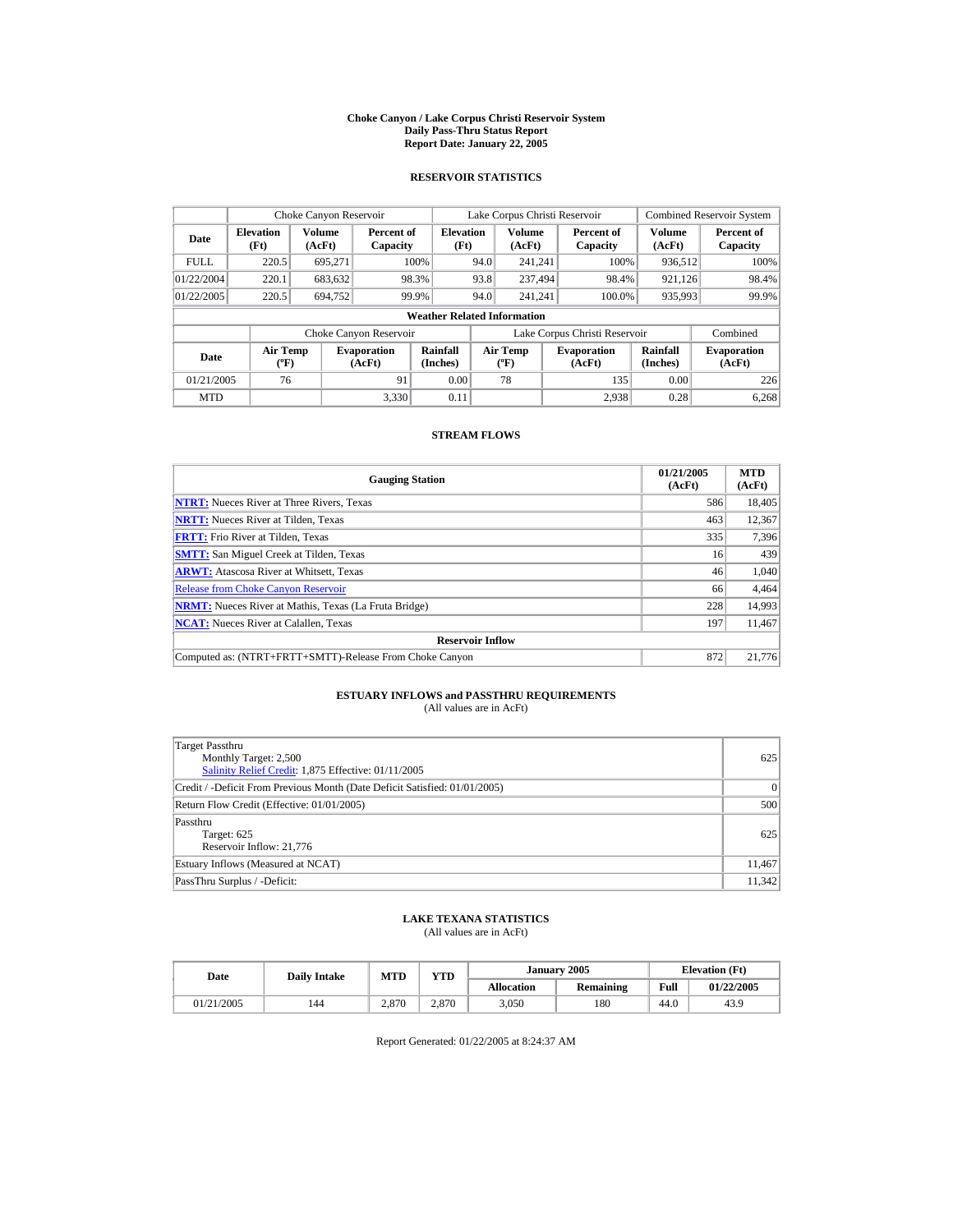# Choke Canyon / Lake Corpus Christi Reservoir System
## Daily Pass-Thru Status Report
## Report Date: January 22, 2005

### RESERVOIR STATISTICS

| Date | Choke Canyon Reservoir | | | Lake Corpus Christi Reservoir | | | Combined Reservoir System | |
|---|---|---|---|---|---|---|---|---|
| | Elevation (Ft) | Volume (AcFt) | Percent of Capacity | Elevation (Ft) | Volume (AcFt) | Percent of Capacity | Volume (AcFt) | Percent of Capacity |
| FULL | 220.5 | 695,271 | 100% | 94.0 | 241,241 | 100% | 936,512 | 100% |
| 01/22/2004 | 220.1 | 683,632 | 98.3% | 93.8 | 237,494 | 98.4% | 921,126 | 98.4% |
| 01/22/2005 | 220.5 | 694,752 | 99.9% | 94.0 | 241,241 | 100.0% | 935,993 | 99.9% |

**Weather Related Information**

| Date | Choke Canyon Reservoir | | | Lake Corpus Christi Reservoir | | | Combined |
|---|---|---|---|---|---|---|---|
| | Air Temp (ºF) | Evaporation (AcFt) | Rainfall (Inches) | Air Temp (ºF) | Evaporation (AcFt) | Rainfall (Inches) | Evaporation (AcFt) |
| 01/21/2005 | 76 | 91 | 0.00 | 78 | 135 | 0.00 | 226 |
| MTD | | 3,330 | 0.11 | | 2,938 | 0.28 | 6,268 |

### STREAM FLOWS

| Gauging Station | 01/21/2005 (AcFt) | MTD (AcFt) |
|---|---|---|
| NTRT: Nueces River at Three Rivers, Texas | 586 | 18,405 |
| NRTT: Nueces River at Tilden, Texas | 463 | 12,367 |
| FRTT: Frio River at Tilden, Texas | 335 | 7,396 |
| SMTT: San Miguel Creek at Tilden, Texas | 16 | 439 |
| ARWT: Atascosa River at Whitsett, Texas | 46 | 1,040 |
| Release from Choke Canyon Reservoir | 66 | 4,464 |
| NRMT: Nueces River at Mathis, Texas (La Fruta Bridge) | 228 | 14,993 |
| NCAT: Nueces River at Calallen, Texas | 197 | 11,467 |
| **Reservoir Inflow** | | |
| Computed as: (NTRT+FRTT+SMTT)-Release From Choke Canyon | 872 | 21,776 |

### ESTUARY INFLOWS and PASSTHRU REQUIREMENTS
(All values are in AcFt)

| | |
|---|---|
| Target Passthru<br>Monthly Target: 2,500<br>Salinity Relief Credit: 1,875 Effective: 01/11/2005 | 625 |
| Credit / -Deficit From Previous Month (Date Deficit Satisfied: 01/01/2005) | 0 |
| Return Flow Credit (Effective: 01/01/2005) | 500 |
| Passthru<br>Target: 625<br>Reservoir Inflow: 21,776 | 625 |
| Estuary Inflows (Measured at NCAT) | 11,467 |
| PassThru Surplus / -Deficit: | 11,342 |

### LAKE TEXANA STATISTICS
(All values are in AcFt)

| Date | Daily Intake | MTD | YTD | January 2005 | | Elevation (Ft) | |
|---|---|---|---|---|---|---|---|
| | | | | Allocation | Remaining | Full | 01/22/2005 |
| 01/21/2005 | 144 | 2,870 | 2,870 | 3,050 | 180 | 44.0 | 43.9 |

Report Generated: 01/22/2005 at 8:24:37 AM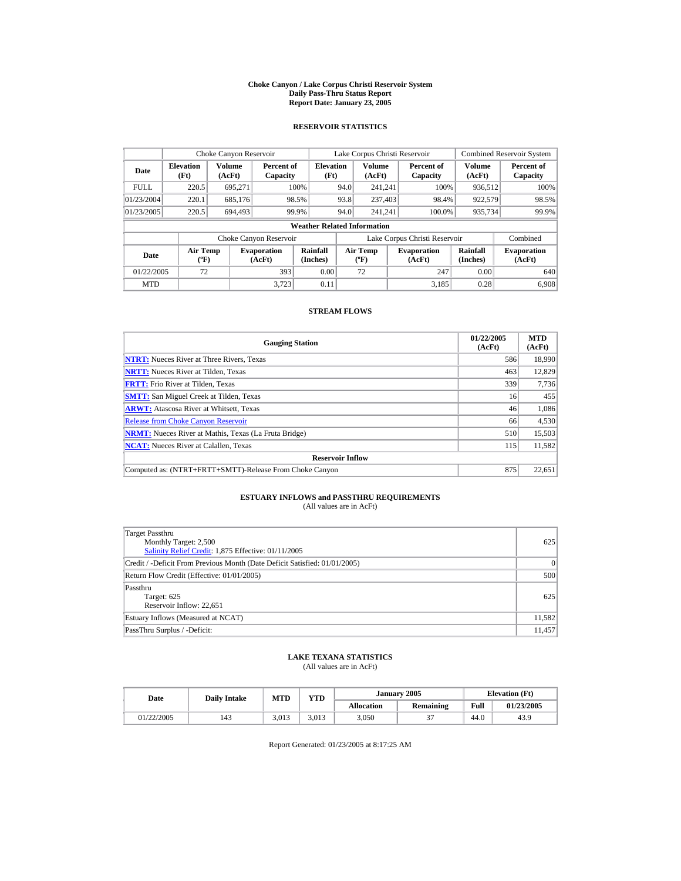# Choke Canyon / Lake Corpus Christi Reservoir System
## Daily Pass-Thru Status Report
## Report Date: January 23, 2005

### RESERVOIR STATISTICS

| | Choke Canyon Reservoir | | | Lake Corpus Christi Reservoir | | | Combined Reservoir System | |
|---|---|---|---|---|---|---|---|---|
| Date | Elevation (Ft) | Volume (AcFt) | Percent of Capacity | Elevation (Ft) | Volume (AcFt) | Percent of Capacity | Volume (AcFt) | Percent of Capacity |
| FULL | 220.5 | 695,271 | 100% | 94.0 | 241,241 | 100% | 936,512 | 100% |
| 01/23/2004 | 220.1 | 685,176 | 98.5% | 93.8 | 237,403 | 98.4% | 922,579 | 98.5% |
| 01/23/2005 | 220.5 | 694,493 | 99.9% | 94.0 | 241,241 | 100.0% | 935,734 | 99.9% |

**Weather Related Information**

| | Choke Canyon Reservoir | | | Lake Corpus Christi Reservoir | | | Combined |
|---|---|---|---|---|---|---|---|
| Date | Air Temp (ºF) | Evaporation (AcFt) | Rainfall (Inches) | Air Temp (ºF) | Evaporation (AcFt) | Rainfall (Inches) | Evaporation (AcFt) |
| 01/22/2005 | 72 | 393 | 0.00 | 72 | 247 | 0.00 | 640 |
| MTD | | 3,723 | 0.11 | | 3,185 | 0.28 | 6,908 |

### STREAM FLOWS

| Gauging Station | 01/22/2005 (AcFt) | MTD (AcFt) |
|---|---|---|
| **NTRT:** Nueces River at Three Rivers, Texas | 586 | 18,990 |
| **NRTT:** Nueces River at Tilden, Texas | 463 | 12,829 |
| **FRTT:** Frio River at Tilden, Texas | 339 | 7,736 |
| **SMTT:** San Miguel Creek at Tilden, Texas | 16 | 455 |
| **ARWT:** Atascosa River at Whitsett, Texas | 46 | 1,086 |
| Release from Choke Canyon Reservoir | 66 | 4,530 |
| **NRMT:** Nueces River at Mathis, Texas (La Fruta Bridge) | 510 | 15,503 |
| **NCAT:** Nueces River at Calallen, Texas | 115 | 11,582 |
| **Reservoir Inflow** | | |
| Computed as: (NTRT+FRTT+SMTT)-Release From Choke Canyon | 875 | 22,651 |

### ESTUARY INFLOWS and PASSTHRU REQUIREMENTS
(All values are in AcFt)

| | |
|---|---|
| Target Passthru<br>Monthly Target: 2,500<br>Salinity Relief Credit: 1,875 Effective: 01/11/2005 | 625 |
| Credit / -Deficit From Previous Month (Date Deficit Satisfied: 01/01/2005) | 0 |
| Return Flow Credit (Effective: 01/01/2005) | 500 |
| Passthru<br>Target: 625<br>Reservoir Inflow: 22,651 | 625 |
| Estuary Inflows (Measured at NCAT) | 11,582 |
| PassThru Surplus / -Deficit: | 11,457 |

### LAKE TEXANA STATISTICS
(All values are in AcFt)

| Date | Daily Intake | MTD | YTD | January 2005 | | Elevation (Ft) | |
|---|---|---|---|---|---|---|---|
| | | | | Allocation | Remaining | Full | 01/23/2005 |
| 01/22/2005 | 143 | 3,013 | 3,013 | 3,050 | 37 | 44.0 | 43.9 |

Report Generated: 01/23/2005 at 8:17:25 AM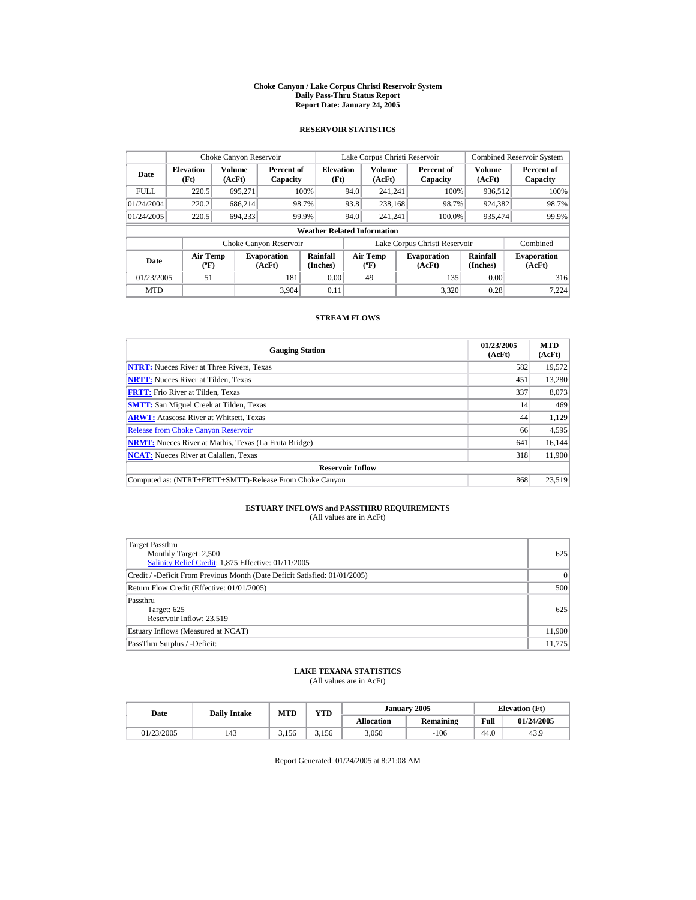# Choke Canyon / Lake Corpus Christi Reservoir System
## Daily Pass-Thru Status Report
## Report Date: January 24, 2005

### RESERVOIR STATISTICS

| | Choke Canyon Reservoir | | | Lake Corpus Christi Reservoir | | | Combined Reservoir System | |
|---|---|---|---|---|---|---|---|---|
| Date | Elevation (Ft) | Volume (AcFt) | Percent of Capacity | Elevation (Ft) | Volume (AcFt) | Percent of Capacity | Volume (AcFt) | Percent of Capacity |
| FULL | 220.5 | 695,271 | 100% | 94.0 | 241,241 | 100% | 936,512 | 100% |
| 01/24/2004 | 220.2 | 686,214 | 98.7% | 93.8 | 238,168 | 98.7% | 924,382 | 98.7% |
| 01/24/2005 | 220.5 | 694,233 | 99.9% | 94.0 | 241,241 | 100.0% | 935,474 | 99.9% |

**Weather Related Information**

| | Choke Canyon Reservoir | | | Lake Corpus Christi Reservoir | | | Combined |
|---|---|---|---|---|---|---|---|
| Date | Air Temp (ºF) | Evaporation (AcFt) | Rainfall (Inches) | Air Temp (ºF) | Evaporation (AcFt) | Rainfall (Inches) | Evaporation (AcFt) |
| 01/23/2005 | 51 | 181 | 0.00 | 49 | 135 | 0.00 | 316 |
| MTD | | 3,904 | 0.11 | | 3,320 | 0.28 | 7,224 |

### STREAM FLOWS

| Gauging Station | 01/23/2005 (AcFt) | MTD (AcFt) |
|---|---|---|
| **NTRT:** Nueces River at Three Rivers, Texas | 582 | 19,572 |
| **NRTT:** Nueces River at Tilden, Texas | 451 | 13,280 |
| **FRTT:** Frio River at Tilden, Texas | 337 | 8,073 |
| **SMTT:** San Miguel Creek at Tilden, Texas | 14 | 469 |
| **ARWT:** Atascosa River at Whitsett, Texas | 44 | 1,129 |
| Release from Choke Canyon Reservoir | 66 | 4,595 |
| **NRMT:** Nueces River at Mathis, Texas (La Fruta Bridge) | 641 | 16,144 |
| **NCAT:** Nueces River at Calallen, Texas | 318 | 11,900 |
| **Reservoir Inflow** | | |
| Computed as: (NTRT+FRTT+SMTT)-Release From Choke Canyon | 868 | 23,519 |

### ESTUARY INFLOWS and PASSTHRU REQUIREMENTS
(All values are in AcFt)

| | |
|---|---|
| Target Passthru<br>Monthly Target: 2,500<br>Salinity Relief Credit: 1,875 Effective: 01/11/2005 | 625 |
| Credit / -Deficit From Previous Month (Date Deficit Satisfied: 01/01/2005) | 0 |
| Return Flow Credit (Effective: 01/01/2005) | 500 |
| Passthru<br>Target: 625<br>Reservoir Inflow: 23,519 | 625 |
| Estuary Inflows (Measured at NCAT) | 11,900 |
| PassThru Surplus / -Deficit: | 11,775 |

### LAKE TEXANA STATISTICS
(All values are in AcFt)

| Date | Daily Intake | MTD | YTD | January 2005 | | Elevation (Ft) | |
|---|---|---|---|---|---|---|---|
| | | | | Allocation | Remaining | Full | 01/24/2005 |
| 01/23/2005 | 143 | 3,156 | 3,156 | 3,050 | -106 | 44.0 | 43.9 |

Report Generated: 01/24/2005 at 8:21:08 AM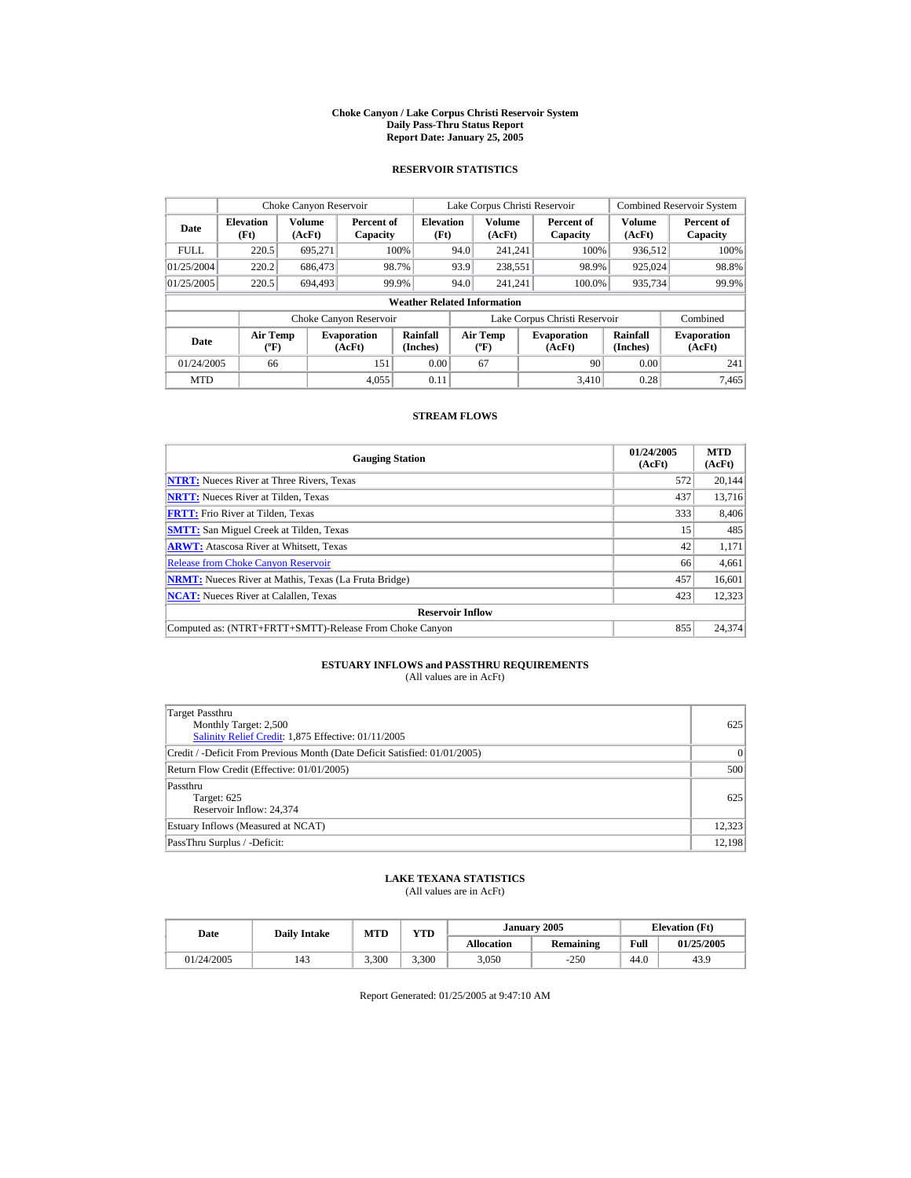# Choke Canyon / Lake Corpus Christi Reservoir System
## Daily Pass-Thru Status Report
### Report Date: January 25, 2005

## RESERVOIR STATISTICS

| Date | Choke Canyon Reservoir | | | Lake Corpus Christi Reservoir | | | Combined Reservoir System | |
|---|---|---|---|---|---|---|---|---|
| | Elevation (Ft) | Volume (AcFt) | Percent of Capacity | Elevation (Ft) | Volume (AcFt) | Percent of Capacity | Volume (AcFt) | Percent of Capacity |
| FULL | 220.5 | 695,271 | 100% | 94.0 | 241,241 | 100% | 936,512 | 100% |
| 01/25/2004 | 220.2 | 686,473 | 98.7% | 93.9 | 238,551 | 98.9% | 925,024 | 98.8% |
| 01/25/2005 | 220.5 | 694,493 | 99.9% | 94.0 | 241,241 | 100.0% | 935,734 | 99.9% |

**Weather Related Information**

| Date | Choke Canyon Reservoir | | | Lake Corpus Christi Reservoir | | | Combined |
|---|---|---|---|---|---|---|---|
| | Air Temp (ºF) | Evaporation (AcFt) | Rainfall (Inches) | Air Temp (ºF) | Evaporation (AcFt) | Rainfall (Inches) | Evaporation (AcFt) |
| 01/24/2005 | 66 | 151 | 0.00 | 67 | 90 | 0.00 | 241 |
| MTD | | 4,055 | 0.11 | | 3,410 | 0.28 | 7,465 |

## STREAM FLOWS

| Gauging Station | 01/24/2005 (AcFt) | MTD (AcFt) |
|---|---|---|
| **NTRT:** Nueces River at Three Rivers, Texas | 572 | 20,144 |
| **NRTT:** Nueces River at Tilden, Texas | 437 | 13,716 |
| **FRTT:** Frio River at Tilden, Texas | 333 | 8,406 |
| **SMTT:** San Miguel Creek at Tilden, Texas | 15 | 485 |
| **ARWT:** Atascosa River at Whitsett, Texas | 42 | 1,171 |
| Release from Choke Canyon Reservoir | 66 | 4,661 |
| **NRMT:** Nueces River at Mathis, Texas (La Fruta Bridge) | 457 | 16,601 |
| **NCAT:** Nueces River at Calallen, Texas | 423 | 12,323 |
| **Reservoir Inflow** | | |
| Computed as: (NTRT+FRTT+SMTT)-Release From Choke Canyon | 855 | 24,374 |

## ESTUARY INFLOWS and PASSTHRU REQUIREMENTS
(All values are in AcFt)

| | |
|---|---|
| Target Passthru<br>Monthly Target: 2,500<br>Salinity Relief Credit: 1,875 Effective: 01/11/2005 | 625 |
| Credit / -Deficit From Previous Month (Date Deficit Satisfied: 01/01/2005) | 0 |
| Return Flow Credit (Effective: 01/01/2005) | 500 |
| Passthru<br>Target: 625<br>Reservoir Inflow: 24,374 | 625 |
| Estuary Inflows (Measured at NCAT) | 12,323 |
| PassThru Surplus / -Deficit: | 12,198 |

## LAKE TEXANA STATISTICS
(All values are in AcFt)

| Date | Daily Intake | MTD | YTD | January 2005 | | Elevation (Ft) | |
|---|---|---|---|---|---|---|---|
| | | | | Allocation | Remaining | Full | 01/25/2005 |
| 01/24/2005 | 143 | 3,300 | 3,300 | 3,050 | -250 | 44.0 | 43.9 |

Report Generated: 01/25/2005 at 9:47:10 AM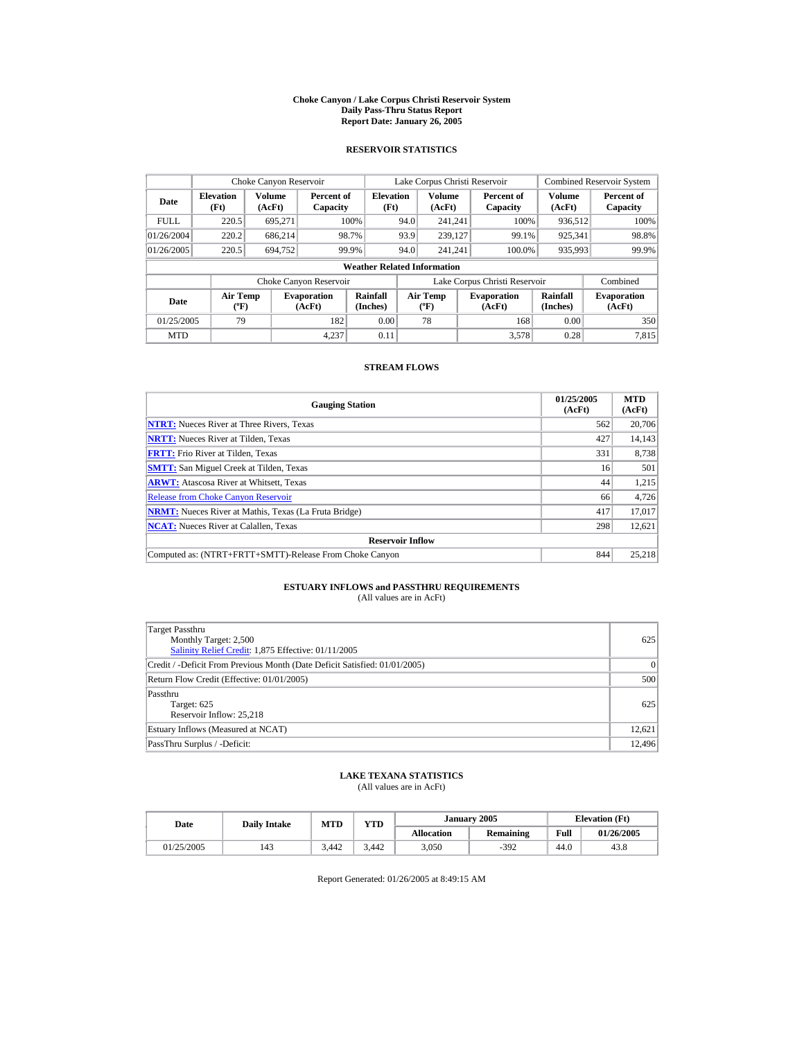# Choke Canyon / Lake Corpus Christi Reservoir System
## Daily Pass-Thru Status Report
## Report Date: January 26, 2005

### RESERVOIR STATISTICS

| Date | Choke Canyon Reservoir | | | Lake Corpus Christi Reservoir | | | Combined Reservoir System | |
|---|---|---|---|---|---|---|---|---|
| | Elevation (Ft) | Volume (AcFt) | Percent of Capacity | Elevation (Ft) | Volume (AcFt) | Percent of Capacity | Volume (AcFt) | Percent of Capacity |
| FULL | 220.5 | 695,271 | 100% | 94.0 | 241,241 | 100% | 936,512 | 100% |
| 01/26/2004 | 220.2 | 686,214 | 98.7% | 93.9 | 239,127 | 99.1% | 925,341 | 98.8% |
| 01/26/2005 | 220.5 | 694,752 | 99.9% | 94.0 | 241,241 | 100.0% | 935,993 | 99.9% |

**Weather Related Information**

| Date | Choke Canyon Reservoir | | | Lake Corpus Christi Reservoir | | | Combined |
|---|---|---|---|---|---|---|---|
| | Air Temp (ºF) | Evaporation (AcFt) | Rainfall (Inches) | Air Temp (ºF) | Evaporation (AcFt) | Rainfall (Inches) | Evaporation (AcFt) |
| 01/25/2005 | 79 | 182 | 0.00 | 78 | 168 | 0.00 | 350 |
| MTD | | 4,237 | 0.11 | | 3,578 | 0.28 | 7,815 |

### STREAM FLOWS

| Gauging Station | 01/25/2005 (AcFt) | MTD (AcFt) |
|---|---|---|
| NTRT: Nueces River at Three Rivers, Texas | 562 | 20,706 |
| NRTT: Nueces River at Tilden, Texas | 427 | 14,143 |
| FRTT: Frio River at Tilden, Texas | 331 | 8,738 |
| SMTT: San Miguel Creek at Tilden, Texas | 16 | 501 |
| ARWT: Atascosa River at Whitsett, Texas | 44 | 1,215 |
| Release from Choke Canyon Reservoir | 66 | 4,726 |
| NRMT: Nueces River at Mathis, Texas (La Fruta Bridge) | 417 | 17,017 |
| NCAT: Nueces River at Calallen, Texas | 298 | 12,621 |
| **Reservoir Inflow** | | |
| Computed as: (NTRT+FRTT+SMTT)-Release From Choke Canyon | 844 | 25,218 |

### ESTUARY INFLOWS and PASSTHRU REQUIREMENTS
(All values are in AcFt)

| | |
|---|---|
| Target Passthru<br>Monthly Target: 2,500<br>Salinity Relief Credit: 1,875 Effective: 01/11/2005 | 625 |
| Credit / -Deficit From Previous Month (Date Deficit Satisfied: 01/01/2005) | 0 |
| Return Flow Credit (Effective: 01/01/2005) | 500 |
| Passthru<br>Target: 625<br>Reservoir Inflow: 25,218 | 625 |
| Estuary Inflows (Measured at NCAT) | 12,621 |
| PassThru Surplus / -Deficit: | 12,496 |

### LAKE TEXANA STATISTICS
(All values are in AcFt)

| Date | Daily Intake | MTD | YTD | January 2005 | | Elevation (Ft) | |
|---|---|---|---|---|---|---|---|
| | | | | Allocation | Remaining | Full | 01/26/2005 |
| 01/25/2005 | 143 | 3,442 | 3,442 | 3,050 | -392 | 44.0 | 43.8 |

Report Generated: 01/26/2005 at 8:49:15 AM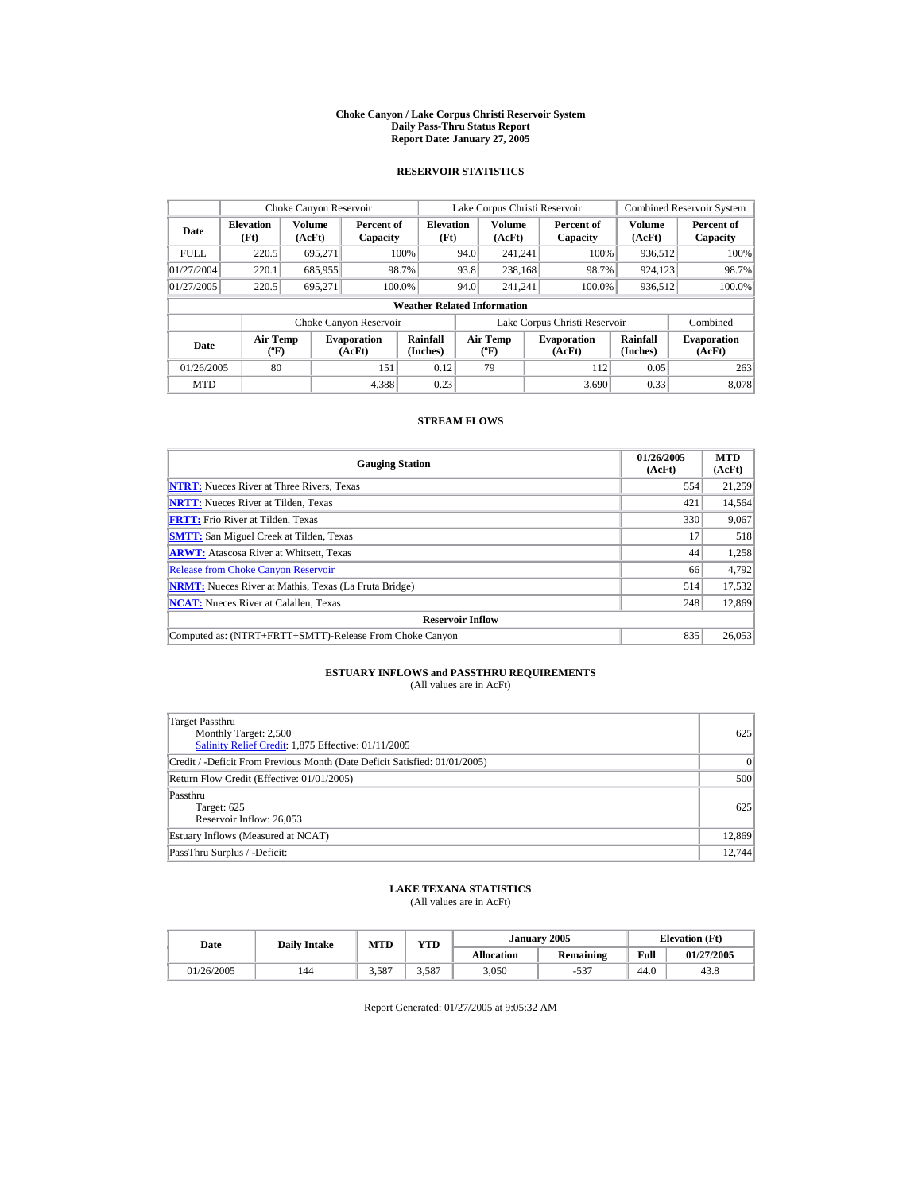# Choke Canyon / Lake Corpus Christi Reservoir System
## Daily Pass-Thru Status Report
### Report Date: January 27, 2005

## RESERVOIR STATISTICS

| | Choke Canyon Reservoir | | | Lake Corpus Christi Reservoir | | | Combined Reservoir System | |
|---|---|---|---|---|---|---|---|---|
| Date | Elevation (Ft) | Volume (AcFt) | Percent of Capacity | Elevation (Ft) | Volume (AcFt) | Percent of Capacity | Volume (AcFt) | Percent of Capacity |
| FULL | 220.5 | 695,271 | 100% | 94.0 | 241,241 | 100% | 936,512 | 100% |
| 01/27/2004 | 220.1 | 685,955 | 98.7% | 93.8 | 238,168 | 98.7% | 924,123 | 98.7% |
| 01/27/2005 | 220.5 | 695,271 | 100.0% | 94.0 | 241,241 | 100.0% | 936,512 | 100.0% |

**Weather Related Information**

| | Choke Canyon Reservoir | | | Lake Corpus Christi Reservoir | | | Combined |
|---|---|---|---|---|---|---|---|
| Date | Air Temp (ºF) | Evaporation (AcFt) | Rainfall (Inches) | Air Temp (ºF) | Evaporation (AcFt) | Rainfall (Inches) | Evaporation (AcFt) |
| 01/26/2005 | 80 | 151 | 0.12 | 79 | 112 | 0.05 | 263 |
| MTD | | 4,388 | 0.23 | | 3,690 | 0.33 | 8,078 |

## STREAM FLOWS

| Gauging Station | 01/26/2005 (AcFt) | MTD (AcFt) |
|---|---|---|
| NTRT: Nueces River at Three Rivers, Texas | 554 | 21,259 |
| NRTT: Nueces River at Tilden, Texas | 421 | 14,564 |
| FRTT: Frio River at Tilden, Texas | 330 | 9,067 |
| SMTT: San Miguel Creek at Tilden, Texas | 17 | 518 |
| ARWT: Atascosa River at Whitsett, Texas | 44 | 1,258 |
| Release from Choke Canyon Reservoir | 66 | 4,792 |
| NRMT: Nueces River at Mathis, Texas (La Fruta Bridge) | 514 | 17,532 |
| NCAT: Nueces River at Calallen, Texas | 248 | 12,869 |
| **Reservoir Inflow** | | |
| Computed as: (NTRT+FRTT+SMTT)-Release From Choke Canyon | 835 | 26,053 |

## ESTUARY INFLOWS and PASSTHRU REQUIREMENTS
(All values are in AcFt)

| | |
|---|---|
| Target Passthru<br>Monthly Target: 2,500<br>Salinity Relief Credit: 1,875 Effective: 01/11/2005 | 625 |
| Credit / -Deficit From Previous Month (Date Deficit Satisfied: 01/01/2005) | 0 |
| Return Flow Credit (Effective: 01/01/2005) | 500 |
| Passthru<br>Target: 625<br>Reservoir Inflow: 26,053 | 625 |
| Estuary Inflows (Measured at NCAT) | 12,869 |
| PassThru Surplus / -Deficit: | 12,744 |

## LAKE TEXANA STATISTICS
(All values are in AcFt)

| Date | Daily Intake | MTD | YTD | January 2005 | | Elevation (Ft) | |
|---|---|---|---|---|---|---|---|
| | | | | Allocation | Remaining | Full | 01/27/2005 |
| 01/26/2005 | 144 | 3,587 | 3,587 | 3,050 | -537 | 44.0 | 43.8 |

Report Generated: 01/27/2005 at 9:05:32 AM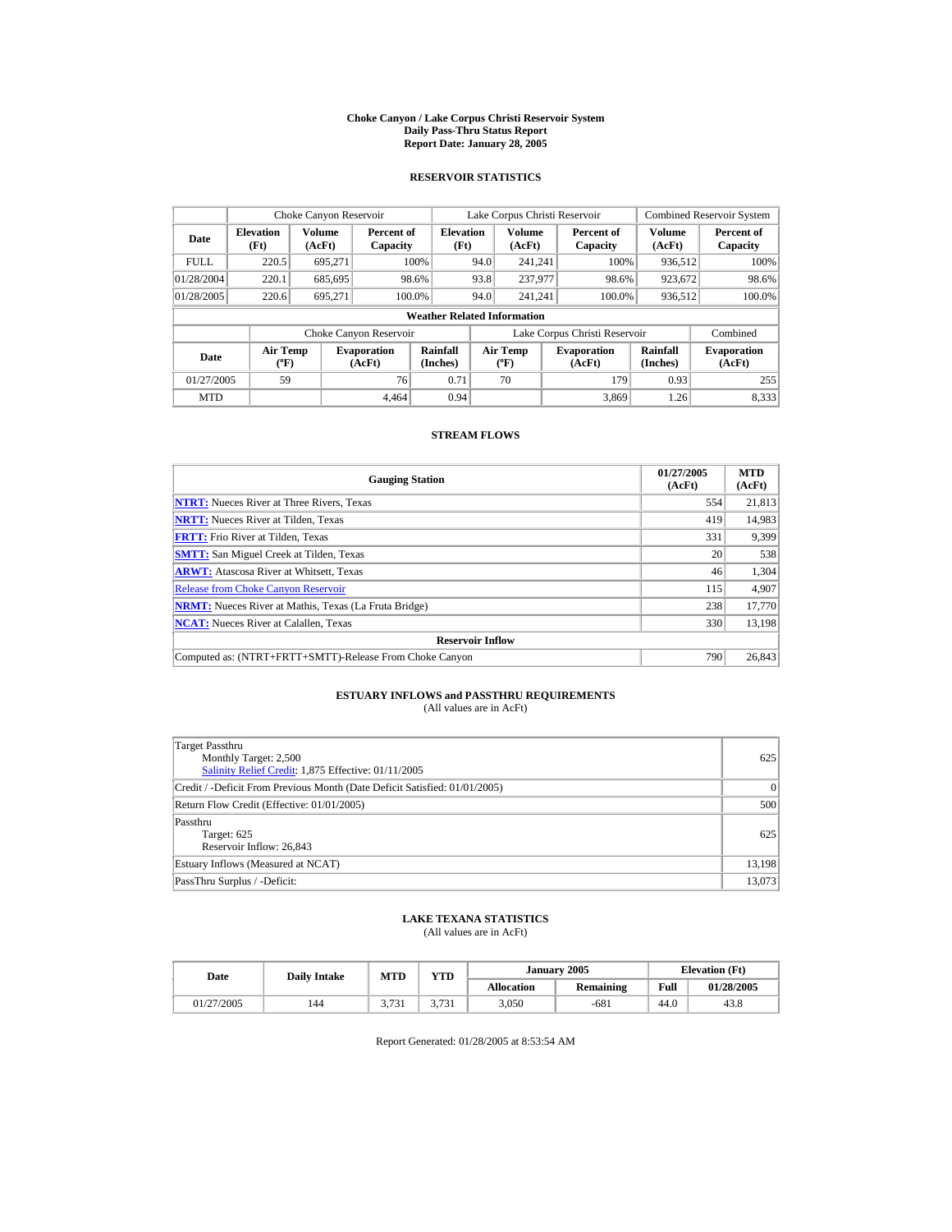# Choke Canyon / Lake Corpus Christi Reservoir System
## Daily Pass-Thru Status Report
## Report Date: January 28, 2005

### RESERVOIR STATISTICS

| Date | Choke Canyon Reservoir | | | Lake Corpus Christi Reservoir | | | Combined Reservoir System | |
|---|---|---|---|---|---|---|---|---|
| | Elevation (Ft) | Volume (AcFt) | Percent of Capacity | Elevation (Ft) | Volume (AcFt) | Percent of Capacity | Volume (AcFt) | Percent of Capacity |
| FULL | 220.5 | 695,271 | 100% | 94.0 | 241,241 | 100% | 936,512 | 100% |
| 01/28/2004 | 220.1 | 685,695 | 98.6% | 93.8 | 237,977 | 98.6% | 923,672 | 98.6% |
| 01/28/2005 | 220.6 | 695,271 | 100.0% | 94.0 | 241,241 | 100.0% | 936,512 | 100.0% |

**Weather Related Information**

| Date | Choke Canyon Reservoir | | | Lake Corpus Christi Reservoir | | | Combined |
|---|---|---|---|---|---|---|---|
| | Air Temp (ºF) | Evaporation (AcFt) | Rainfall (Inches) | Air Temp (ºF) | Evaporation (AcFt) | Rainfall (Inches) | Evaporation (AcFt) |
| 01/27/2005 | 59 | 76 | 0.71 | 70 | 179 | 0.93 | 255 |
| MTD | | 4,464 | 0.94 | | 3,869 | 1.26 | 8,333 |

### STREAM FLOWS

| Gauging Station | 01/27/2005 (AcFt) | MTD (AcFt) |
|---|---|---|
| NTRT: Nueces River at Three Rivers, Texas | 554 | 21,813 |
| NRTT: Nueces River at Tilden, Texas | 419 | 14,983 |
| FRTT: Frio River at Tilden, Texas | 331 | 9,399 |
| SMTT: San Miguel Creek at Tilden, Texas | 20 | 538 |
| ARWT: Atascosa River at Whitsett, Texas | 46 | 1,304 |
| Release from Choke Canyon Reservoir | 115 | 4,907 |
| NRMT: Nueces River at Mathis, Texas (La Fruta Bridge) | 238 | 17,770 |
| NCAT: Nueces River at Calallen, Texas | 330 | 13,198 |
| **Reservoir Inflow** | | |
| Computed as: (NTRT+FRTT+SMTT)-Release From Choke Canyon | 790 | 26,843 |

### ESTUARY INFLOWS and PASSTHRU REQUIREMENTS
(All values are in AcFt)

| | |
|---|---|
| Target Passthru<br>Monthly Target: 2,500<br>Salinity Relief Credit: 1,875 Effective: 01/11/2005 | 625 |
| Credit / -Deficit From Previous Month (Date Deficit Satisfied: 01/01/2005) | 0 |
| Return Flow Credit (Effective: 01/01/2005) | 500 |
| Passthru<br>Target: 625<br>Reservoir Inflow: 26,843 | 625 |
| Estuary Inflows (Measured at NCAT) | 13,198 |
| PassThru Surplus / -Deficit: | 13,073 |

### LAKE TEXANA STATISTICS
(All values are in AcFt)

| Date | Daily Intake | MTD | YTD | January 2005 | | Elevation (Ft) | |
|---|---|---|---|---|---|---|---|
| | | | | Allocation | Remaining | Full | 01/28/2005 |
| 01/27/2005 | 144 | 3,731 | 3,731 | 3,050 | -681 | 44.0 | 43.8 |

Report Generated: 01/28/2005 at 8:53:54 AM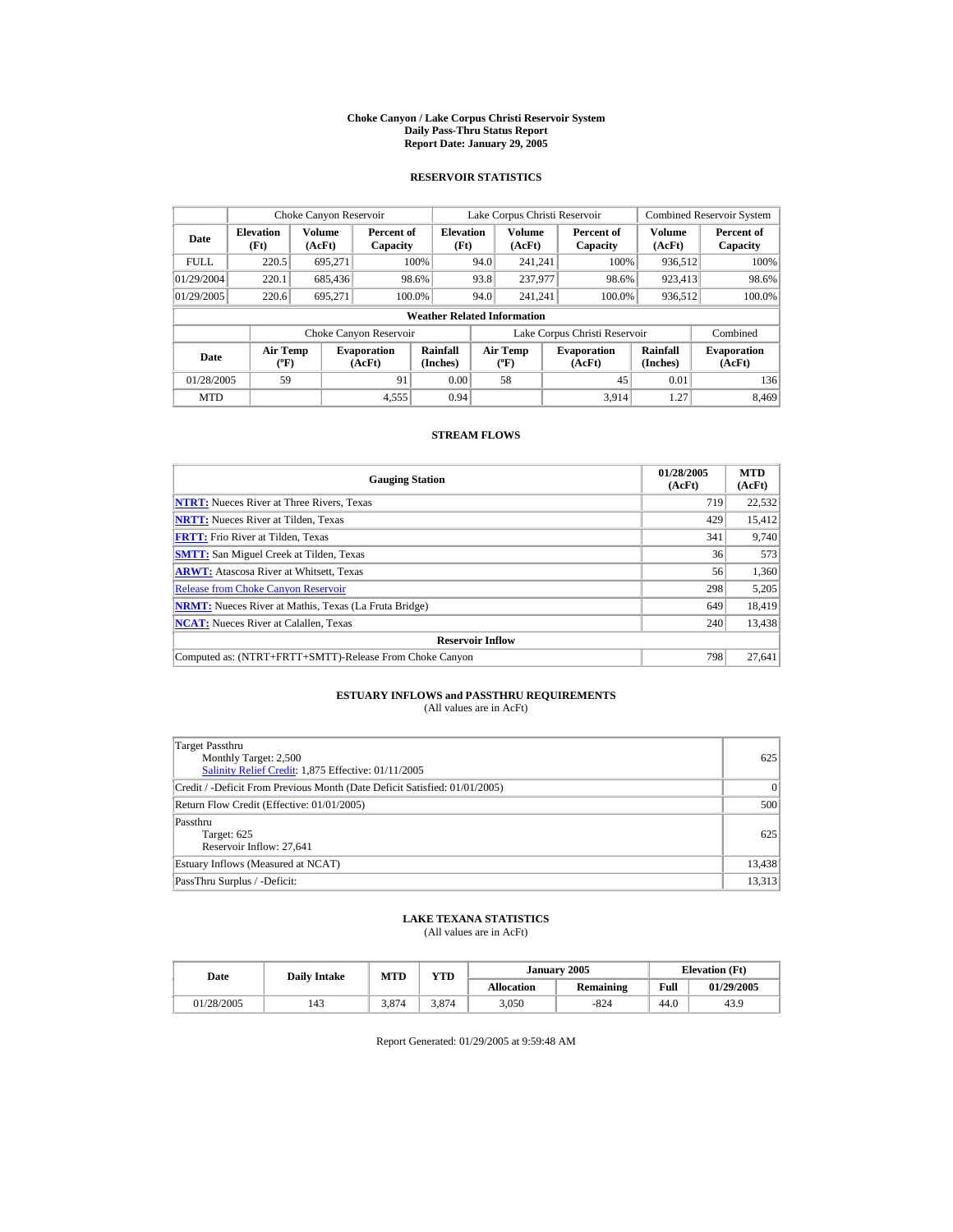# Choke Canyon / Lake Corpus Christi Reservoir System
## Daily Pass-Thru Status Report
## Report Date: January 29, 2005

### RESERVOIR STATISTICS

| Date | Choke Canyon Reservoir | | | Lake Corpus Christi Reservoir | | | Combined Reservoir System | |
|---|---|---|---|---|---|---|---|---|
| | Elevation (Ft) | Volume (AcFt) | Percent of Capacity | Elevation (Ft) | Volume (AcFt) | Percent of Capacity | Volume (AcFt) | Percent of Capacity |
| FULL | 220.5 | 695,271 | 100% | 94.0 | 241,241 | 100% | 936,512 | 100% |
| 01/29/2004 | 220.1 | 685,436 | 98.6% | 93.8 | 237,977 | 98.6% | 923,413 | 98.6% |
| 01/29/2005 | 220.6 | 695,271 | 100.0% | 94.0 | 241,241 | 100.0% | 936,512 | 100.0% |

**Weather Related Information**

| Date | Choke Canyon Reservoir | | | Lake Corpus Christi Reservoir | | | Combined |
|---|---|---|---|---|---|---|---|
| | Air Temp (ºF) | Evaporation (AcFt) | Rainfall (Inches) | Air Temp (ºF) | Evaporation (AcFt) | Rainfall (Inches) | Evaporation (AcFt) |
| 01/28/2005 | 59 | 91 | 0.00 | 58 | 45 | 0.01 | 136 |
| MTD | | 4,555 | 0.94 | | 3,914 | 1.27 | 8,469 |

### STREAM FLOWS

| Gauging Station | 01/28/2005 (AcFt) | MTD (AcFt) |
|---|---|---|
| NTRT: Nueces River at Three Rivers, Texas | 719 | 22,532 |
| NRTT: Nueces River at Tilden, Texas | 429 | 15,412 |
| FRTT: Frio River at Tilden, Texas | 341 | 9,740 |
| SMTT: San Miguel Creek at Tilden, Texas | 36 | 573 |
| ARWT: Atascosa River at Whitsett, Texas | 56 | 1,360 |
| Release from Choke Canyon Reservoir | 298 | 5,205 |
| NRMT: Nueces River at Mathis, Texas (La Fruta Bridge) | 649 | 18,419 |
| NCAT: Nueces River at Calallen, Texas | 240 | 13,438 |
| **Reservoir Inflow** | | |
| Computed as: (NTRT+FRTT+SMTT)-Release From Choke Canyon | 798 | 27,641 |

### ESTUARY INFLOWS and PASSTHRU REQUIREMENTS
(All values are in AcFt)

| | |
|---|---|
| Target Passthru<br>Monthly Target: 2,500<br>Salinity Relief Credit: 1,875 Effective: 01/11/2005 | 625 |
| Credit / -Deficit From Previous Month (Date Deficit Satisfied: 01/01/2005) | 0 |
| Return Flow Credit (Effective: 01/01/2005) | 500 |
| Passthru<br>Target: 625<br>Reservoir Inflow: 27,641 | 625 |
| Estuary Inflows (Measured at NCAT) | 13,438 |
| PassThru Surplus / -Deficit: | 13,313 |

### LAKE TEXANA STATISTICS
(All values are in AcFt)

| Date | Daily Intake | MTD | YTD | January 2005 | | Elevation (Ft) | |
|---|---|---|---|---|---|---|---|
| | | | | Allocation | Remaining | Full | 01/29/2005 |
| 01/28/2005 | 143 | 3,874 | 3,874 | 3,050 | -824 | 44.0 | 43.9 |

Report Generated: 01/29/2005 at 9:59:48 AM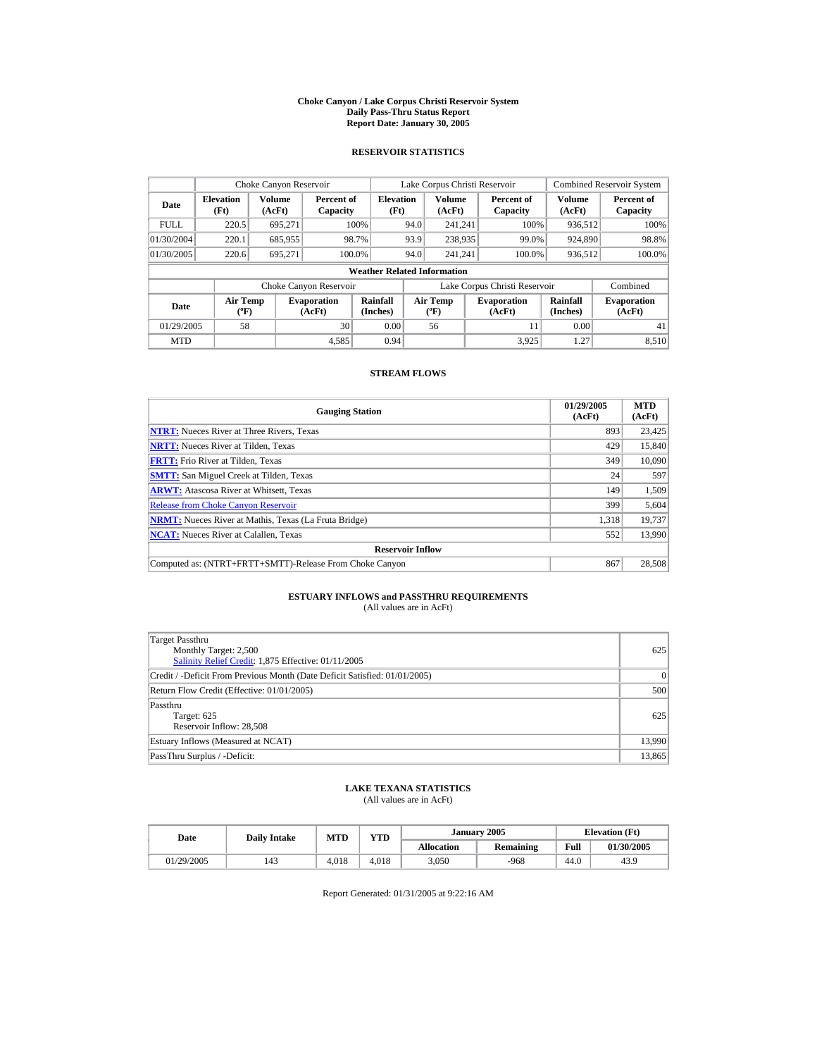# Choke Canyon / Lake Corpus Christi Reservoir System
## Daily Pass-Thru Status Report
## Report Date: January 30, 2005

### RESERVOIR STATISTICS

| | Choke Canyon Reservoir | | | Lake Corpus Christi Reservoir | | | Combined Reservoir System | |
|---|---|---|---|---|---|---|---|---|
| Date | Elevation (Ft) | Volume (AcFt) | Percent of Capacity | Elevation (Ft) | Volume (AcFt) | Percent of Capacity | Volume (AcFt) | Percent of Capacity |
| FULL | 220.5 | 695,271 | 100% | 94.0 | 241,241 | 100% | 936,512 | 100% |
| 01/30/2004 | 220.1 | 685,955 | 98.7% | 93.9 | 238,935 | 99.0% | 924,890 | 98.8% |
| 01/30/2005 | 220.6 | 695,271 | 100.0% | 94.0 | 241,241 | 100.0% | 936,512 | 100.0% |

**Weather Related Information**

| | Choke Canyon Reservoir | | | Lake Corpus Christi Reservoir | | | Combined |
|---|---|---|---|---|---|---|---|
| Date | Air Temp (ºF) | Evaporation (AcFt) | Rainfall (Inches) | Air Temp (ºF) | Evaporation (AcFt) | Rainfall (Inches) | Evaporation (AcFt) |
| 01/29/2005 | 58 | 30 | 0.00 | 56 | 11 | 0.00 | 41 |
| MTD | | 4,585 | 0.94 | | 3,925 | 1.27 | 8,510 |

### STREAM FLOWS

| Gauging Station | 01/29/2005 (AcFt) | MTD (AcFt) |
|---|---|---|
| **NTRT:** Nueces River at Three Rivers, Texas | 893 | 23,425 |
| **NRTT:** Nueces River at Tilden, Texas | 429 | 15,840 |
| **FRTT:** Frio River at Tilden, Texas | 349 | 10,090 |
| **SMTT:** San Miguel Creek at Tilden, Texas | 24 | 597 |
| **ARWT:** Atascosa River at Whitsett, Texas | 149 | 1,509 |
| Release from Choke Canyon Reservoir | 399 | 5,604 |
| **NRMT:** Nueces River at Mathis, Texas (La Fruta Bridge) | 1,318 | 19,737 |
| **NCAT:** Nueces River at Calallen, Texas | 552 | 13,990 |
| **Reservoir Inflow** | | |
| Computed as: (NTRT+FRTT+SMTT)-Release From Choke Canyon | 867 | 28,508 |

### ESTUARY INFLOWS and PASSTHRU REQUIREMENTS
(All values are in AcFt)

| | |
|---|---|
| Target Passthru<br>Monthly Target: 2,500<br>Salinity Relief Credit: 1,875 Effective: 01/11/2005 | 625 |
| Credit / -Deficit From Previous Month (Date Deficit Satisfied: 01/01/2005) | 0 |
| Return Flow Credit (Effective: 01/01/2005) | 500 |
| Passthru<br>Target: 625<br>Reservoir Inflow: 28,508 | 625 |
| Estuary Inflows (Measured at NCAT) | 13,990 |
| PassThru Surplus / -Deficit: | 13,865 |

### LAKE TEXANA STATISTICS
(All values are in AcFt)

| Date | Daily Intake | MTD | YTD | January 2005 | | Elevation (Ft) | |
|---|---|---|---|---|---|---|---|
| | | | | Allocation | Remaining | Full | 01/30/2005 |
| 01/29/2005 | 143 | 4,018 | 4,018 | 3,050 | -968 | 44.0 | 43.9 |

Report Generated: 01/31/2005 at 9:22:16 AM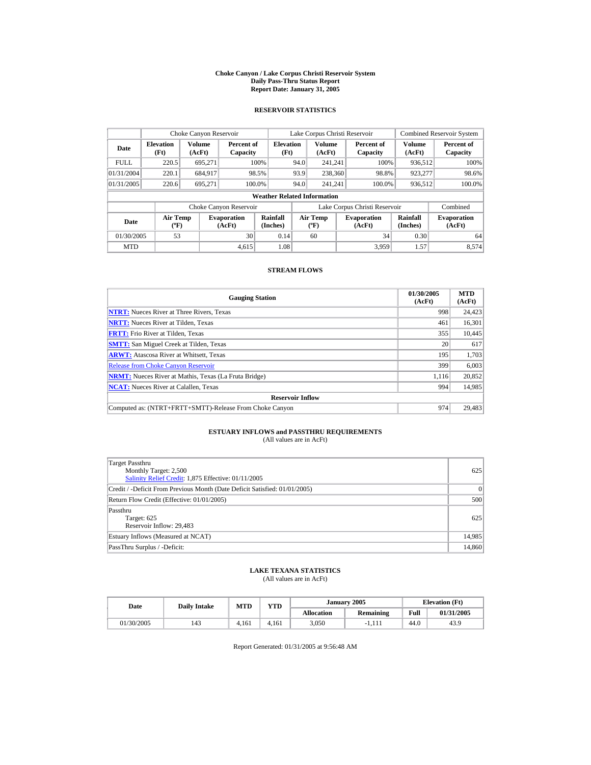# Choke Canyon / Lake Corpus Christi Reservoir System
## Daily Pass-Thru Status Report
## Report Date: January 31, 2005

### RESERVOIR STATISTICS

| | Choke Canyon Reservoir | | | Lake Corpus Christi Reservoir | | | Combined Reservoir System | |
|---|---|---|---|---|---|---|---|---|
| Date | Elevation (Ft) | Volume (AcFt) | Percent of Capacity | Elevation (Ft) | Volume (AcFt) | Percent of Capacity | Volume (AcFt) | Percent of Capacity |
| FULL | 220.5 | 695,271 | 100% | 94.0 | 241,241 | 100% | 936,512 | 100% |
| 01/31/2004 | 220.1 | 684,917 | 98.5% | 93.9 | 238,360 | 98.8% | 923,277 | 98.6% |
| 01/31/2005 | 220.6 | 695,271 | 100.0% | 94.0 | 241,241 | 100.0% | 936,512 | 100.0% |

**Weather Related Information**

| | Choke Canyon Reservoir | | | Lake Corpus Christi Reservoir | | | Combined |
|---|---|---|---|---|---|---|---|
| Date | Air Temp (ºF) | Evaporation (AcFt) | Rainfall (Inches) | Air Temp (ºF) | Evaporation (AcFt) | Rainfall (Inches) | Evaporation (AcFt) |
| 01/30/2005 | 53 | 30 | 0.14 | 60 | 34 | 0.30 | 64 |
| MTD | | 4,615 | 1.08 | | 3,959 | 1.57 | 8,574 |

### STREAM FLOWS

| Gauging Station | 01/30/2005 (AcFt) | MTD (AcFt) |
|---|---|---|
| NTRT: Nueces River at Three Rivers, Texas | 998 | 24,423 |
| NRTT: Nueces River at Tilden, Texas | 461 | 16,301 |
| FRTT: Frio River at Tilden, Texas | 355 | 10,445 |
| SMTT: San Miguel Creek at Tilden, Texas | 20 | 617 |
| ARWT: Atascosa River at Whitsett, Texas | 195 | 1,703 |
| Release from Choke Canyon Reservoir | 399 | 6,003 |
| NRMT: Nueces River at Mathis, Texas (La Fruta Bridge) | 1,116 | 20,852 |
| NCAT: Nueces River at Calallen, Texas | 994 | 14,985 |
| **Reservoir Inflow** | | |
| Computed as: (NTRT+FRTT+SMTT)-Release From Choke Canyon | 974 | 29,483 |

### ESTUARY INFLOWS and PASSTHRU REQUIREMENTS
(All values are in AcFt)

| | |
|---|---|
| Target Passthru<br>Monthly Target: 2,500<br>Salinity Relief Credit: 1,875 Effective: 01/11/2005 | 625 |
| Credit / -Deficit From Previous Month (Date Deficit Satisfied: 01/01/2005) | 0 |
| Return Flow Credit (Effective: 01/01/2005) | 500 |
| Passthru<br>Target: 625<br>Reservoir Inflow: 29,483 | 625 |
| Estuary Inflows (Measured at NCAT) | 14,985 |
| PassThru Surplus / -Deficit: | 14,860 |

### LAKE TEXANA STATISTICS
(All values are in AcFt)

| Date | Daily Intake | MTD | YTD | January 2005 | | Elevation (Ft) | |
|---|---|---|---|---|---|---|---|
| | | | | Allocation | Remaining | Full | 01/31/2005 |
| 01/30/2005 | 143 | 4,161 | 4,161 | 3,050 | -1,111 | 44.0 | 43.9 |

Report Generated: 01/31/2005 at 9:56:48 AM